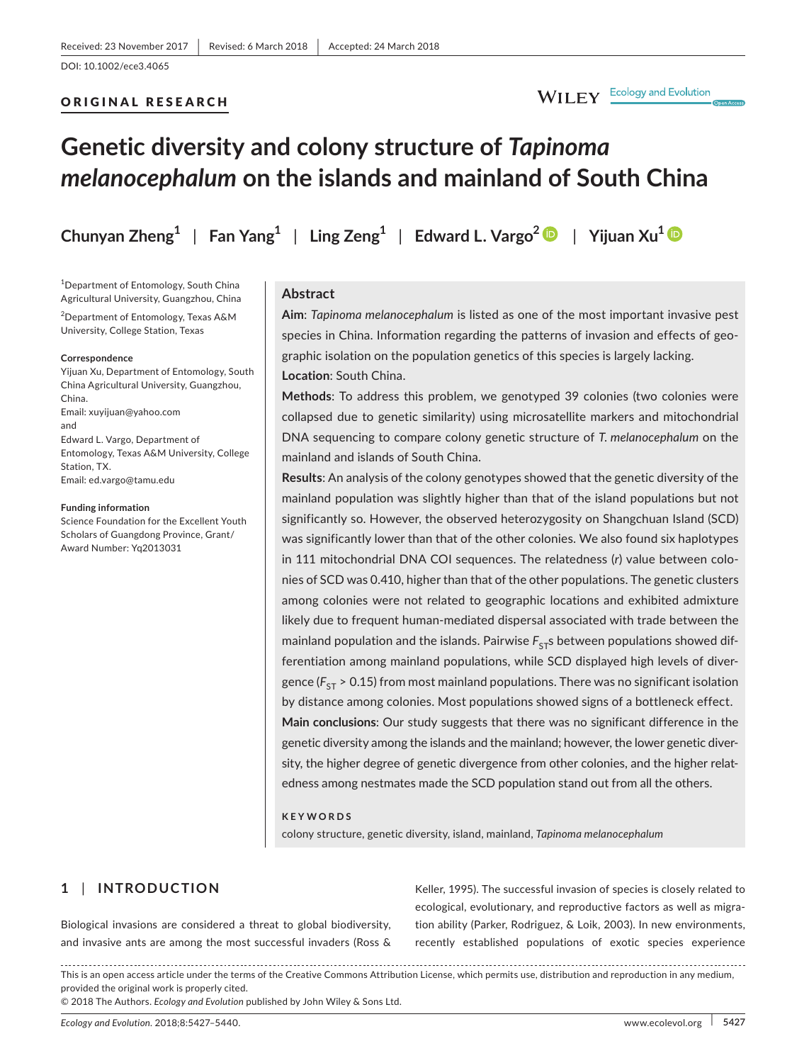Received: 23 November 2017 | Revised: 6 March 2018 | Accepted: 24 March 2018

DOI: 10.1002/ece3.4065

ORIGINAL RESEARCH

# Genetic diversity and colony structure of *Tapinoma melanocephalum* on the islands and mainland of South China

**Chunyan Zheng**[1] | **Fan Yang**[1] | **Ling Zeng**[1] | **Edward L. Vargo**[2] | **Yijuan Xu**[1]

[1]Department of Entomology, South China Agricultural University, Guangzhou, China

[2]Department of Entomology, Texas A&M University, College Station, Texas

**Correspondence**
Yijuan Xu, Department of Entomology, South China Agricultural University, Guangzhou, China.
Email: xuyijuan@yahoo.com
and
Edward L. Vargo, Department of Entomology, Texas A&M University, College Station, TX.
Email: ed.vargo@tamu.edu

**Funding information**
Science Foundation for the Excellent Youth Scholars of Guangdong Province, Grant/Award Number: Yq2013031

## Abstract

**Aim**: *Tapinoma melanocephalum* is listed as one of the most important invasive pest species in China. Information regarding the patterns of invasion and effects of geographic isolation on the population genetics of this species is largely lacking.

**Location**: South China.

**Methods**: To address this problem, we genotyped 39 colonies (two colonies were collapsed due to genetic similarity) using microsatellite markers and mitochondrial DNA sequencing to compare colony genetic structure of *T. melanocephalum* on the mainland and islands of South China.

**Results**: An analysis of the colony genotypes showed that the genetic diversity of the mainland population was slightly higher than that of the island populations but not significantly so. However, the observed heterozygosity on Shangchuan Island (SCD) was significantly lower than that of the other colonies. We also found six haplotypes in 111 mitochondrial DNA COI sequences. The relatedness (*r*) value between colonies of SCD was 0.410, higher than that of the other populations. The genetic clusters among colonies were not related to geographic locations and exhibited admixture likely due to frequent human-mediated dispersal associated with trade between the mainland population and the islands. Pairwise $F_{ST}$s between populations showed differentiation among mainland populations, while SCD displayed high levels of divergence ($F_{ST} > 0.15$) from most mainland populations. There was no significant isolation by distance among colonies. Most populations showed signs of a bottleneck effect.

**Main conclusions**: Our study suggests that there was no significant difference in the genetic diversity among the islands and the mainland; however, the lower genetic diversity, the higher degree of genetic divergence from other colonies, and the higher relatedness among nestmates made the SCD population stand out from all the others.

**KEYWORDS**

colony structure, genetic diversity, island, mainland, *Tapinoma melanocephalum*

## 1 | INTRODUCTION

Biological invasions are considered a threat to global biodiversity, and invasive ants are among the most successful invaders (Ross & Keller, 1995). The successful invasion of species is closely related to ecological, evolutionary, and reproductive factors as well as migration ability (Parker, Rodriguez, & Loik, 2003). In new environments, recently established populations of exotic species experience

This is an open access article under the terms of the Creative Commons Attribution License, which permits use, distribution and reproduction in any medium, provided the original work is properly cited.
© 2018 The Authors. *Ecology and Evolution* published by John Wiley & Sons Ltd.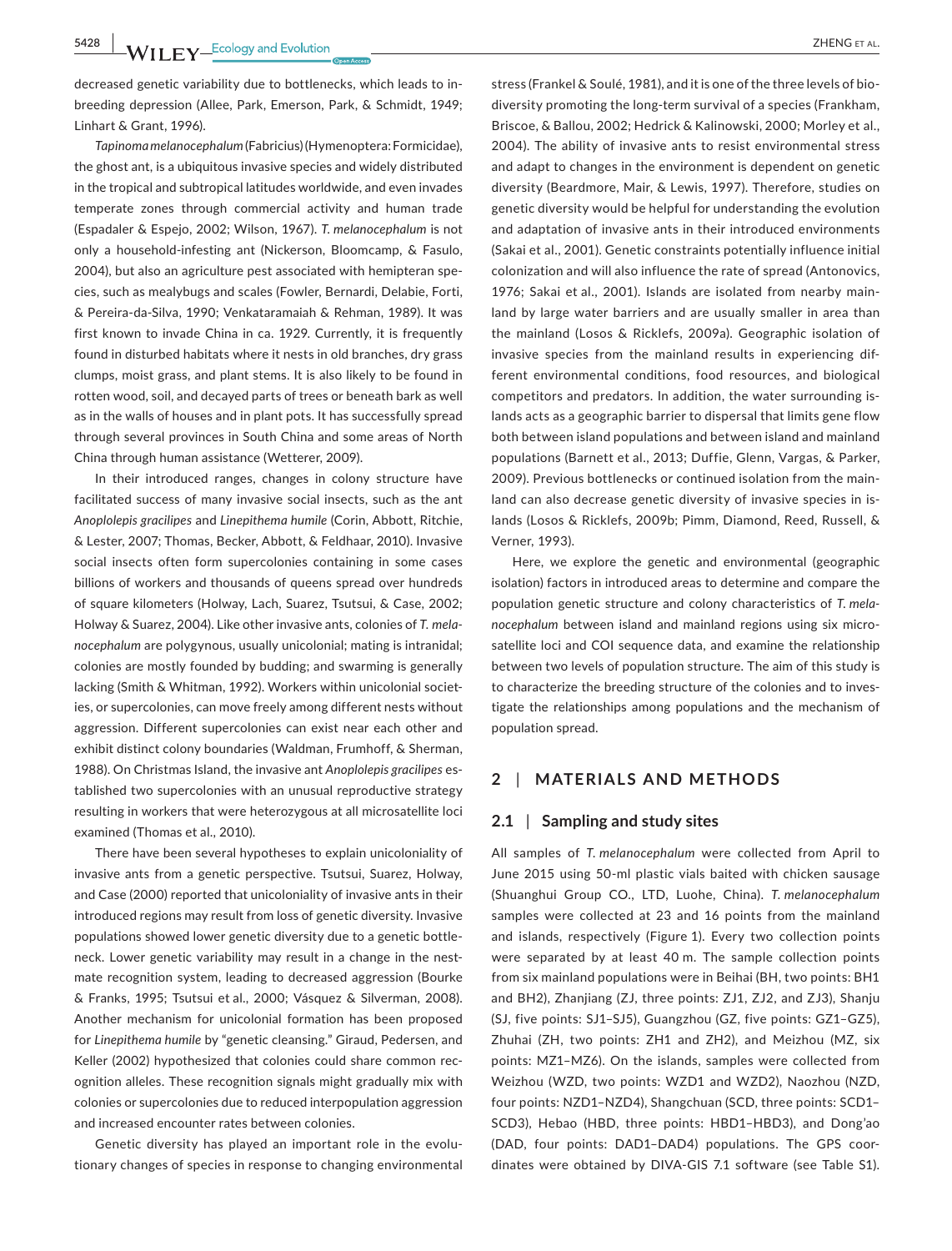decreased genetic variability due to bottlenecks, which leads to inbreeding depression (Allee, Park, Emerson, Park, & Schmidt, 1949; Linhart & Grant, 1996).

*Tapinoma melanocephalum* (Fabricius) (Hymenoptera: Formicidae), the ghost ant, is a ubiquitous invasive species and widely distributed in the tropical and subtropical latitudes worldwide, and even invades temperate zones through commercial activity and human trade (Espadaler & Espejo, 2002; Wilson, 1967). *T. melanocephalum* is not only a household-infesting ant (Nickerson, Bloomcamp, & Fasulo, 2004), but also an agriculture pest associated with hemipteran species, such as mealybugs and scales (Fowler, Bernardi, Delabie, Forti, & Pereira-da-Silva, 1990; Venkataramaiah & Rehman, 1989). It was first known to invade China in ca. 1929. Currently, it is frequently found in disturbed habitats where it nests in old branches, dry grass clumps, moist grass, and plant stems. It is also likely to be found in rotten wood, soil, and decayed parts of trees or beneath bark as well as in the walls of houses and in plant pots. It has successfully spread through several provinces in South China and some areas of North China through human assistance (Wetterer, 2009).

In their introduced ranges, changes in colony structure have facilitated success of many invasive social insects, such as the ant *Anoplolepis gracilipes* and *Linepithema humile* (Corin, Abbott, Ritchie, & Lester, 2007; Thomas, Becker, Abbott, & Feldhaar, 2010). Invasive social insects often form supercolonies containing in some cases billions of workers and thousands of queens spread over hundreds of square kilometers (Holway, Lach, Suarez, Tsutsui, & Case, 2002; Holway & Suarez, 2004). Like other invasive ants, colonies of *T. melanocephalum* are polygynous, usually unicolonial; mating is intranidal; colonies are mostly founded by budding; and swarming is generally lacking (Smith & Whitman, 1992). Workers within unicolonial societies, or supercolonies, can move freely among different nests without aggression. Different supercolonies can exist near each other and exhibit distinct colony boundaries (Waldman, Frumhoff, & Sherman, 1988). On Christmas Island, the invasive ant *Anoplolepis gracilipes* established two supercolonies with an unusual reproductive strategy resulting in workers that were heterozygous at all microsatellite loci examined (Thomas et al., 2010).

There have been several hypotheses to explain unicoloniality of invasive ants from a genetic perspective. Tsutsui, Suarez, Holway, and Case (2000) reported that unicoloniality of invasive ants in their introduced regions may result from loss of genetic diversity. Invasive populations showed lower genetic diversity due to a genetic bottleneck. Lower genetic variability may result in a change in the nestmate recognition system, leading to decreased aggression (Bourke & Franks, 1995; Tsutsui et al., 2000; Vásquez & Silverman, 2008). Another mechanism for unicolonial formation has been proposed for *Linepithema humile* by "genetic cleansing." Giraud, Pedersen, and Keller (2002) hypothesized that colonies could share common recognition alleles. These recognition signals might gradually mix with colonies or supercolonies due to reduced interpopulation aggression and increased encounter rates between colonies.

Genetic diversity has played an important role in the evolutionary changes of species in response to changing environmental stress (Frankel & Soulé, 1981), and it is one of the three levels of biodiversity promoting the long-term survival of a species (Frankham, Briscoe, & Ballou, 2002; Hedrick & Kalinowski, 2000; Morley et al., 2004). The ability of invasive ants to resist environmental stress and adapt to changes in the environment is dependent on genetic diversity (Beardmore, Mair, & Lewis, 1997). Therefore, studies on genetic diversity would be helpful for understanding the evolution and adaptation of invasive ants in their introduced environments (Sakai et al., 2001). Genetic constraints potentially influence initial colonization and will also influence the rate of spread (Antonovics, 1976; Sakai et al., 2001). Islands are isolated from nearby mainland by large water barriers and are usually smaller in area than the mainland (Losos & Ricklefs, 2009a). Geographic isolation of invasive species from the mainland results in experiencing different environmental conditions, food resources, and biological competitors and predators. In addition, the water surrounding islands acts as a geographic barrier to dispersal that limits gene flow both between island populations and between island and mainland populations (Barnett et al., 2013; Duffie, Glenn, Vargas, & Parker, 2009). Previous bottlenecks or continued isolation from the mainland can also decrease genetic diversity of invasive species in islands (Losos & Ricklefs, 2009b; Pimm, Diamond, Reed, Russell, & Verner, 1993).

Here, we explore the genetic and environmental (geographic isolation) factors in introduced areas to determine and compare the population genetic structure and colony characteristics of *T. melanocephalum* between island and mainland regions using six microsatellite loci and COI sequence data, and examine the relationship between two levels of population structure. The aim of this study is to characterize the breeding structure of the colonies and to investigate the relationships among populations and the mechanism of population spread.

## 2 | MATERIALS AND METHODS

### 2.1 | Sampling and study sites

All samples of *T. melanocephalum* were collected from April to June 2015 using 50-ml plastic vials baited with chicken sausage (Shuanghui Group CO., LTD, Luohe, China). *T. melanocephalum* samples were collected at 23 and 16 points from the mainland and islands, respectively (Figure 1). Every two collection points were separated by at least 40 m. The sample collection points from six mainland populations were in Beihai (BH, two points: BH1 and BH2), Zhanjiang (ZJ, three points: ZJ1, ZJ2, and ZJ3), Shanju (SJ, five points: SJ1–SJ5), Guangzhou (GZ, five points: GZ1–GZ5), Zhuhai (ZH, two points: ZH1 and ZH2), and Meizhou (MZ, six points: MZ1–MZ6). On the islands, samples were collected from Weizhou (WZD, two points: WZD1 and WZD2), Naozhou (NZD, four points: NZD1–NZD4), Shangchuan (SCD, three points: SCD1–SCD3), Hebao (HBD, three points: HBD1–HBD3), and Dong'ao (DAD, four points: DAD1–DAD4) populations. The GPS coordinates were obtained by DIVA-GIS 7.1 software (see Table S1).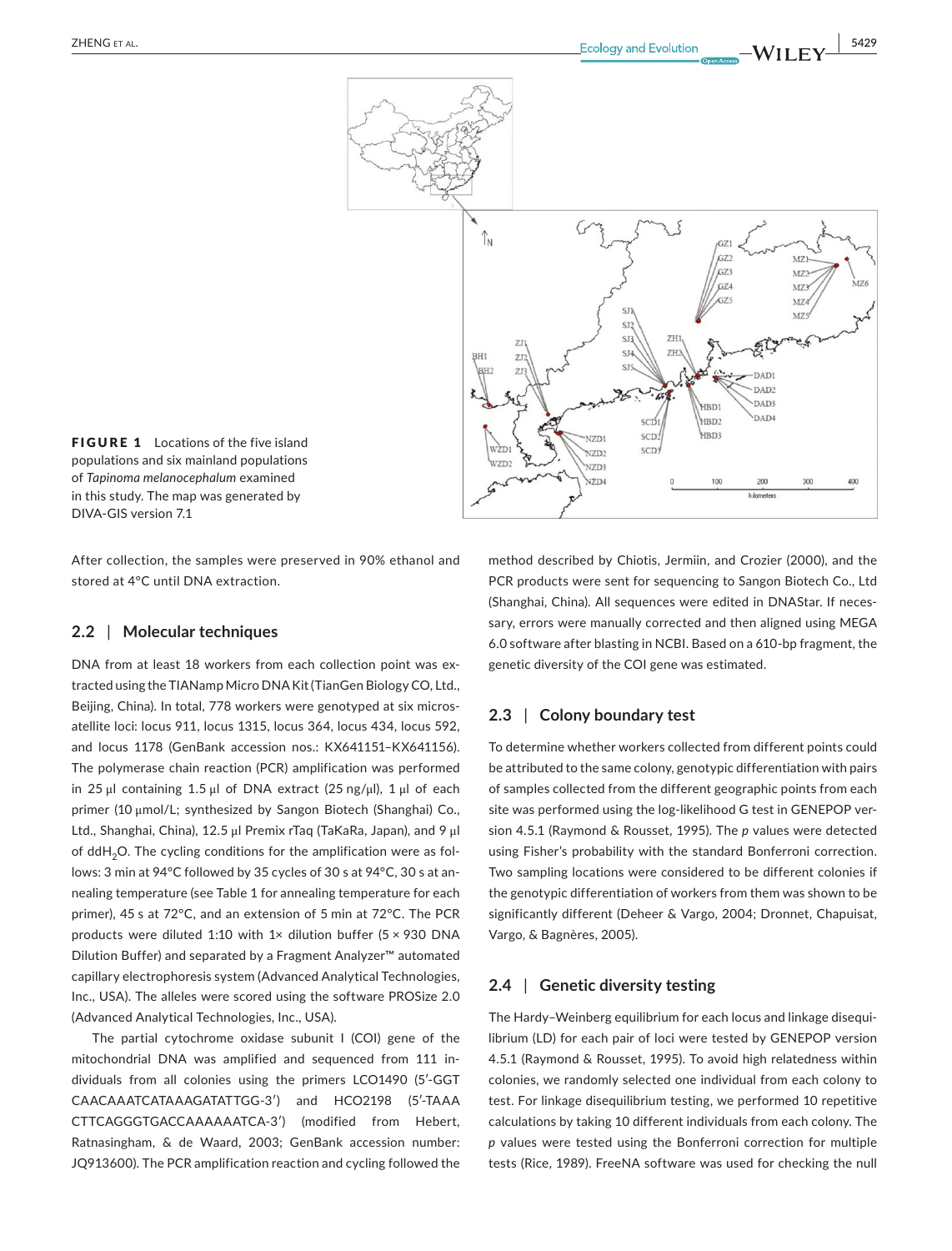**FIGURE 1** Locations of the five island populations and six mainland populations of *Tapinoma melanocephalum* examined in this study. The map was generated by DIVA-GIS version 7.1

After collection, the samples were preserved in 90% ethanol and stored at 4°C until DNA extraction.

## 2.2 | Molecular techniques

DNA from at least 18 workers from each collection point was extracted using the TIANamp Micro DNA Kit (TianGen Biology CO, Ltd., Beijing, China). In total, 778 workers were genotyped at six microsatellite loci: locus 911, locus 1315, locus 364, locus 434, locus 592, and locus 1178 (GenBank accession nos.: KX641151–KX641156). The polymerase chain reaction (PCR) amplification was performed in 25 μl containing 1.5 μl of DNA extract (25 ng/μl), 1 μl of each primer (10 μmol/L; synthesized by Sangon Biotech (Shanghai) Co., Ltd., Shanghai, China), 12.5 μl Premix rTaq (TaKaRa, Japan), and 9 μl of dd$H_2O$. The cycling conditions for the amplification were as follows: 3 min at 94°C followed by 35 cycles of 30 s at 94°C, 30 s at annealing temperature (see Table 1 for annealing temperature for each primer), 45 s at 72°C, and an extension of 5 min at 72°C. The PCR products were diluted 1:10 with 1× dilution buffer (5 × 930 DNA Dilution Buffer) and separated by a Fragment Analyzer™ automated capillary electrophoresis system (Advanced Analytical Technologies, Inc., USA). The alleles were scored using the software PROSize 2.0 (Advanced Analytical Technologies, Inc., USA).

The partial cytochrome oxidase subunit I (COI) gene of the mitochondrial DNA was amplified and sequenced from 111 individuals from all colonies using the primers LCO1490 (5′-GGT CAACAAATCATAAAGATATTGG-3′) and HCO2198 (5′-TAAA CTTCAGGGTGACCAAAAAATCA-3′) (modified from Hebert, Ratnasingham, & de Waard, 2003; GenBank accession number: JQ913600). The PCR amplification reaction and cycling followed the method described by Chiotis, Jermiin, and Crozier (2000), and the PCR products were sent for sequencing to Sangon Biotech Co., Ltd (Shanghai, China). All sequences were edited in DNAStar. If necessary, errors were manually corrected and then aligned using MEGA 6.0 software after blasting in NCBI. Based on a 610-bp fragment, the genetic diversity of the COI gene was estimated.

## 2.3 | Colony boundary test

To determine whether workers collected from different points could be attributed to the same colony, genotypic differentiation with pairs of samples collected from the different geographic points from each site was performed using the log-likelihood G test in GENEPOP version 4.5.1 (Raymond & Rousset, 1995). The *p* values were detected using Fisher's probability with the standard Bonferroni correction. Two sampling locations were considered to be different colonies if the genotypic differentiation of workers from them was shown to be significantly different (Deheer & Vargo, 2004; Dronnet, Chapuisat, Vargo, & Bagnères, 2005).

## 2.4 | Genetic diversity testing

The Hardy–Weinberg equilibrium for each locus and linkage disequilibrium (LD) for each pair of loci were tested by GENEPOP version 4.5.1 (Raymond & Rousset, 1995). To avoid high relatedness within colonies, we randomly selected one individual from each colony to test. For linkage disequilibrium testing, we performed 10 repetitive calculations by taking 10 different individuals from each colony. The *p* values were tested using the Bonferroni correction for multiple tests (Rice, 1989). FreeNA software was used for checking the null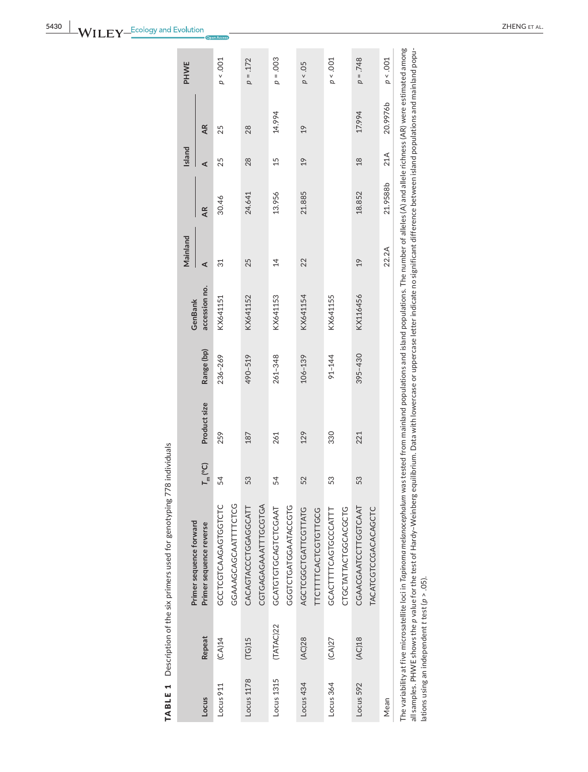**TABLE 1** Description of the six primers used for genotyping 778 individuals

| Locus | Repeat | Primer sequence forward<br>Primer sequence reverse | $T_m$ (°C) | Product size | Range (bp) | GenBank accession no. | Mainland | | Island | | PHWE |
|---|---|---|---|---|---|---|---|---|---|---|---|
| | | | | | | | A | AR | A | AR | |
| Locus 911 | (CA)14 | GCCTCGTCAAGAGTGGTCTC<br>GGAAAGCAGCAATTTTCTCG | 54 | 259 | 236–269 | KX641151 | 31 | 30.46 | 25 | 25 | $p < .001$ |
| Locus 1178 | (TG)15 | CACAGTACCCTGGAGGCATT<br>CGTGAGAGAAATTTGCGTGA | 53 | 187 | 490–519 | KX641152 | 25 | 24.641 | 28 | 28 | $p = .172$ |
| Locus 1315 | (TATAC)22 | GCATGTGTGCAGTCTCGAAT<br>GGGTCTGATGGAATACCGTG | 54 | 261 | 261–348 | KX641153 | 14 | 13.956 | 15 | 14.994 | $p = .003$ |
| Locus 434 | (AC)28 | AGCTCGGCTGATTCGTTATG<br>TTCTTTTCACTCGTGTTGCG | 52 | 129 | 106–139 | KX641154 | 22 | 21.885 | 19 | 19 | $p < .05$ |
| Locus 364 | (CA)27 | GCACTTTTCAGTGCCCATTT<br>CTGCTATTACTGGCACGCTG | 53 | 330 | 91–144 | KX641155 | | | | | $p < .001$ |
| Locus 592 | (AC)18 | CGAACGAATCCTTGGTCAAT<br>TACATCGTCGCACACAGCTC | 53 | 221 | 395–430 | KX116456 | 19 | 18.852 | 18 | 17.994 | $p = .748$ |
| Mean | | | | | | | 22.2A | 21.9588b | 21A | 20.9976b | $p < .001$ |

The variability at five microsatellite loci in *Tapinoma melanocephalum* was tested from mainland populations and island populations. The number of alleles (A) and allele richness (AR) were estimated among all samples. PHWE shows the *p* value for the test of Hardy–Weinberg equilibrium. Data with lowercase or uppercase letter indicate no significant difference between island populations and mainland populations using an independent *t* test ($p > .05$).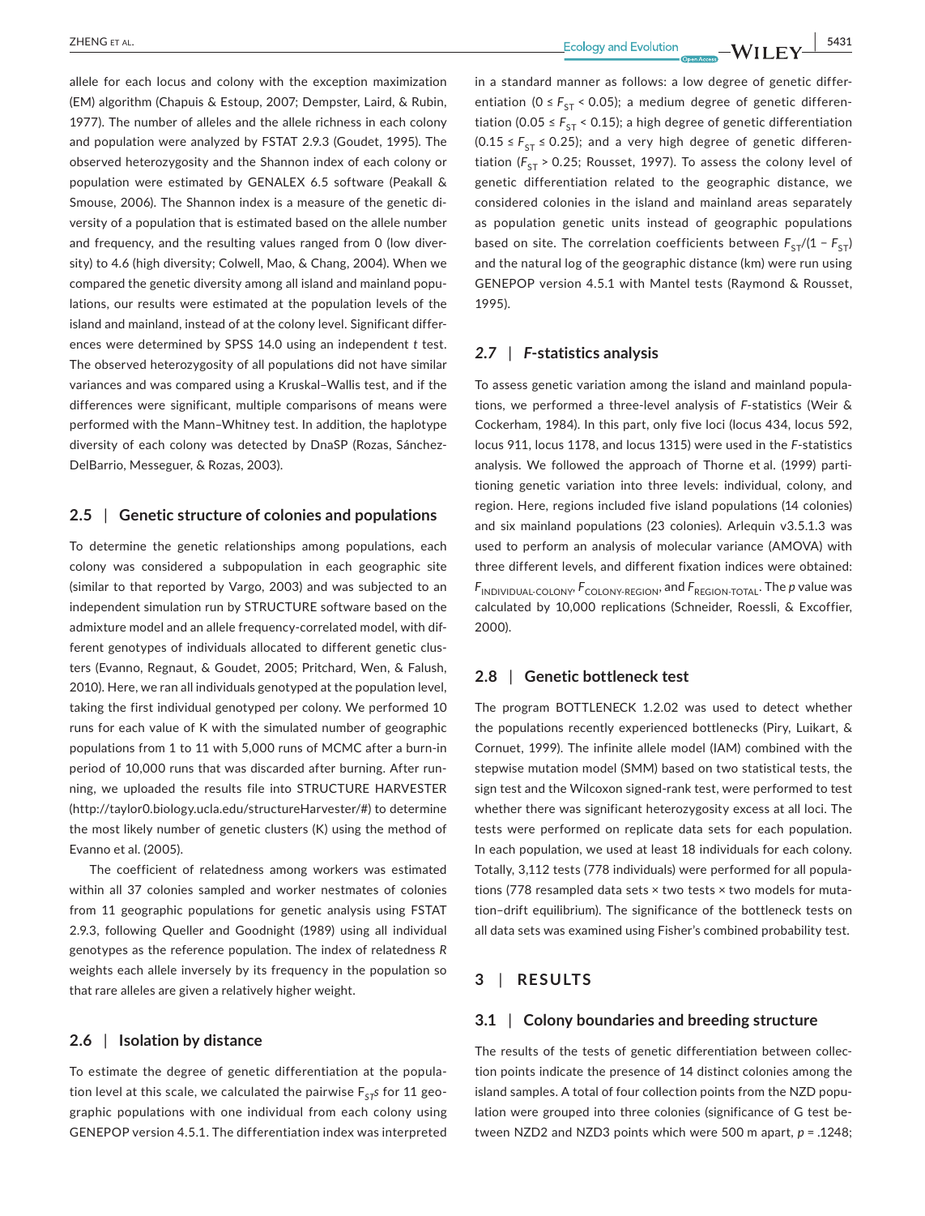allele for each locus and colony with the exception maximization (EM) algorithm (Chapuis & Estoup, 2007; Dempster, Laird, & Rubin, 1977). The number of alleles and the allele richness in each colony and population were analyzed by FSTAT 2.9.3 (Goudet, 1995). The observed heterozygosity and the Shannon index of each colony or population were estimated by GENALEX 6.5 software (Peakall & Smouse, 2006). The Shannon index is a measure of the genetic diversity of a population that is estimated based on the allele number and frequency, and the resulting values ranged from 0 (low diversity) to 4.6 (high diversity; Colwell, Mao, & Chang, 2004). When we compared the genetic diversity among all island and mainland populations, our results were estimated at the population levels of the island and mainland, instead of at the colony level. Significant differences were determined by SPSS 14.0 using an independent *t* test. The observed heterozygosity of all populations did not have similar variances and was compared using a Kruskal–Wallis test, and if the differences were significant, multiple comparisons of means were performed with the Mann–Whitney test. In addition, the haplotype diversity of each colony was detected by DnaSP (Rozas, Sánchez-DelBarrio, Messeguer, & Rozas, 2003).

### 2.5 | Genetic structure of colonies and populations

To determine the genetic relationships among populations, each colony was considered a subpopulation in each geographic site (similar to that reported by Vargo, 2003) and was subjected to an independent simulation run by STRUCTURE software based on the admixture model and an allele frequency-correlated model, with different genotypes of individuals allocated to different genetic clusters (Evanno, Regnaut, & Goudet, 2005; Pritchard, Wen, & Falush, 2010). Here, we ran all individuals genotyped at the population level, taking the first individual genotyped per colony. We performed 10 runs for each value of K with the simulated number of geographic populations from 1 to 11 with 5,000 runs of MCMC after a burn-in period of 10,000 runs that was discarded after burning. After running, we uploaded the results file into STRUCTURE HARVESTER (http://taylor0.biology.ucla.edu/structureHarvester/#) to determine the most likely number of genetic clusters (K) using the method of Evanno et al. (2005).

The coefficient of relatedness among workers was estimated within all 37 colonies sampled and worker nestmates of colonies from 11 geographic populations for genetic analysis using FSTAT 2.9.3, following Queller and Goodnight (1989) using all individual genotypes as the reference population. The index of relatedness *R* weights each allele inversely by its frequency in the population so that rare alleles are given a relatively higher weight.

### 2.6 | Isolation by distance

To estimate the degree of genetic differentiation at the population level at this scale, we calculated the pairwise $F_{ST}$s for 11 geographic populations with one individual from each colony using GENEPOP version 4.5.1. The differentiation index was interpreted in a standard manner as follows: a low degree of genetic differentiation ($0 \le F_{ST} < 0.05$); a medium degree of genetic differentiation ($0.05 \le F_{ST} < 0.15$); a high degree of genetic differentiation ($0.15 \le F_{ST} \le 0.25$); and a very high degree of genetic differentiation ($F_{ST} > 0.25$; Rousset, 1997). To assess the colony level of genetic differentiation related to the geographic distance, we considered colonies in the island and mainland areas separately as population genetic units instead of geographic populations based on site. The correlation coefficients between $F_{ST}/(1 - F_{ST})$ and the natural log of the geographic distance (km) were run using GENEPOP version 4.5.1 with Mantel tests (Raymond & Rousset, 1995).

### 2.7 | *F*-statistics analysis

To assess genetic variation among the island and mainland populations, we performed a three-level analysis of *F*-statistics (Weir & Cockerham, 1984). In this part, only five loci (locus 434, locus 592, locus 911, locus 1178, and locus 1315) were used in the *F*-statistics analysis. We followed the approach of Thorne et al. (1999) partitioning genetic variation into three levels: individual, colony, and region. Here, regions included five island populations (14 colonies) and six mainland populations (23 colonies). Arlequin v3.5.1.3 was used to perform an analysis of molecular variance (AMOVA) with three different levels, and different fixation indices were obtained: $F_{INDIVIDUAL\text{-}COLONY}$, $F_{COLONY\text{-}REGION}$, and $F_{REGION\text{-}TOTAL}$. The *p* value was calculated by 10,000 replications (Schneider, Roessli, & Excoffier, 2000).

### 2.8 | Genetic bottleneck test

The program BOTTLENECK 1.2.02 was used to detect whether the populations recently experienced bottlenecks (Piry, Luikart, & Cornuet, 1999). The infinite allele model (IAM) combined with the stepwise mutation model (SMM) based on two statistical tests, the sign test and the Wilcoxon signed-rank test, were performed to test whether there was significant heterozygosity excess at all loci. The tests were performed on replicate data sets for each population. In each population, we used at least 18 individuals for each colony. Totally, 3,112 tests (778 individuals) were performed for all populations (778 resampled data sets × two tests × two models for mutation–drift equilibrium). The significance of the bottleneck tests on all data sets was examined using Fisher's combined probability test.

## 3 | RESULTS

### 3.1 | Colony boundaries and breeding structure

The results of the tests of genetic differentiation between collection points indicate the presence of 14 distinct colonies among the island samples. A total of four collection points from the NZD population were grouped into three colonies (significance of G test between NZD2 and NZD3 points which were 500 m apart, *p* = .1248;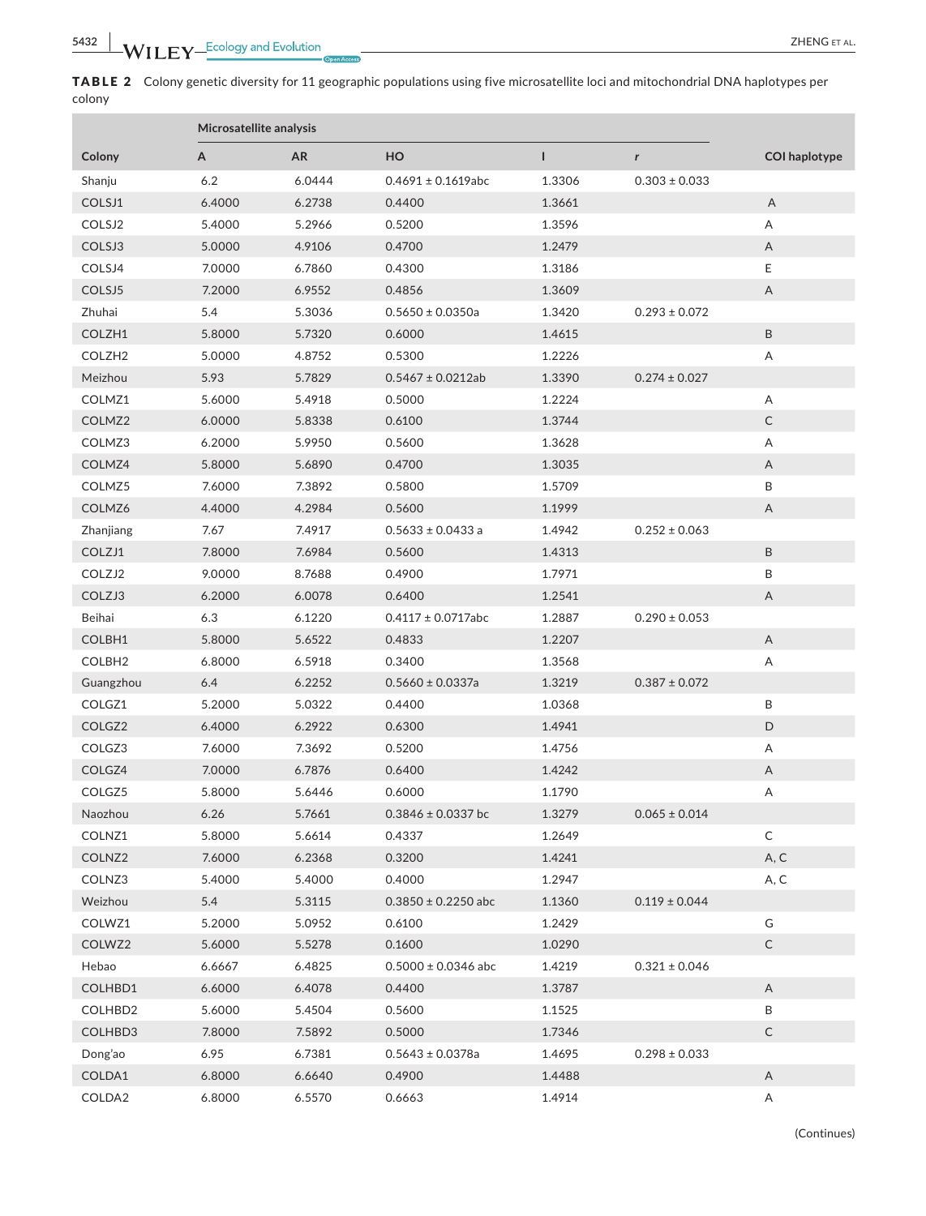**TABLE 2** Colony genetic diversity for 11 geographic populations using five microsatellite loci and mitochondrial DNA haplotypes per colony

| Colony | Microsatellite analysis | | | | | COI haplotype |
|---|---|---|---|---|---|---|
| | A | AR | HO | I | *r* | |
| Shanju | 6.2 | 6.0444 | 0.4691 ± 0.1619abc | 1.3306 | 0.303 ± 0.033 | |
| COLSJ1 | 6.4000 | 6.2738 | 0.4400 | 1.3661 | | A |
| COLSJ2 | 5.4000 | 5.2966 | 0.5200 | 1.3596 | | A |
| COLSJ3 | 5.0000 | 4.9106 | 0.4700 | 1.2479 | | A |
| COLSJ4 | 7.0000 | 6.7860 | 0.4300 | 1.3186 | | E |
| COLSJ5 | 7.2000 | 6.9552 | 0.4856 | 1.3609 | | A |
| Zhuhai | 5.4 | 5.3036 | 0.5650 ± 0.0350a | 1.3420 | 0.293 ± 0.072 | |
| COLZH1 | 5.8000 | 5.7320 | 0.6000 | 1.4615 | | B |
| COLZH2 | 5.0000 | 4.8752 | 0.5300 | 1.2226 | | A |
| Meizhou | 5.93 | 5.7829 | 0.5467 ± 0.0212ab | 1.3390 | 0.274 ± 0.027 | |
| COLMZ1 | 5.6000 | 5.4918 | 0.5000 | 1.2224 | | A |
| COLMZ2 | 6.0000 | 5.8338 | 0.6100 | 1.3744 | | C |
| COLMZ3 | 6.2000 | 5.9950 | 0.5600 | 1.3628 | | A |
| COLMZ4 | 5.8000 | 5.6890 | 0.4700 | 1.3035 | | A |
| COLMZ5 | 7.6000 | 7.3892 | 0.5800 | 1.5709 | | B |
| COLMZ6 | 4.4000 | 4.2984 | 0.5600 | 1.1999 | | A |
| Zhanjiang | 7.67 | 7.4917 | 0.5633 ± 0.0433 a | 1.4942 | 0.252 ± 0.063 | |
| COLZJ1 | 7.8000 | 7.6984 | 0.5600 | 1.4313 | | B |
| COLZJ2 | 9.0000 | 8.7688 | 0.4900 | 1.7971 | | B |
| COLZJ3 | 6.2000 | 6.0078 | 0.6400 | 1.2541 | | A |
| Beihai | 6.3 | 6.1220 | 0.4117 ± 0.0717abc | 1.2887 | 0.290 ± 0.053 | |
| COLBH1 | 5.8000 | 5.6522 | 0.4833 | 1.2207 | | A |
| COLBH2 | 6.8000 | 6.5918 | 0.3400 | 1.3568 | | A |
| Guangzhou | 6.4 | 6.2252 | 0.5660 ± 0.0337a | 1.3219 | 0.387 ± 0.072 | |
| COLGZ1 | 5.2000 | 5.0322 | 0.4400 | 1.0368 | | B |
| COLGZ2 | 6.4000 | 6.2922 | 0.6300 | 1.4941 | | D |
| COLGZ3 | 7.6000 | 7.3692 | 0.5200 | 1.4756 | | A |
| COLGZ4 | 7.0000 | 6.7876 | 0.6400 | 1.4242 | | A |
| COLGZ5 | 5.8000 | 5.6446 | 0.6000 | 1.1790 | | A |
| Naozhou | 6.26 | 5.7661 | 0.3846 ± 0.0337 bc | 1.3279 | 0.065 ± 0.014 | |
| COLNZ1 | 5.8000 | 5.6614 | 0.4337 | 1.2649 | | C |
| COLNZ2 | 7.6000 | 6.2368 | 0.3200 | 1.4241 | | A, C |
| COLNZ3 | 5.4000 | 5.4000 | 0.4000 | 1.2947 | | A, C |
| Weizhou | 5.4 | 5.3115 | 0.3850 ± 0.2250 abc | 1.1360 | 0.119 ± 0.044 | |
| COLWZ1 | 5.2000 | 5.0952 | 0.6100 | 1.2429 | | G |
| COLWZ2 | 5.6000 | 5.5278 | 0.1600 | 1.0290 | | C |
| Hebao | 6.6667 | 6.4825 | 0.5000 ± 0.0346 abc | 1.4219 | 0.321 ± 0.046 | |
| COLHBD1 | 6.6000 | 6.4078 | 0.4400 | 1.3787 | | A |
| COLHBD2 | 5.6000 | 5.4504 | 0.5600 | 1.1525 | | B |
| COLHBD3 | 7.8000 | 7.5892 | 0.5000 | 1.7346 | | C |
| Dong'ao | 6.95 | 6.7381 | 0.5643 ± 0.0378a | 1.4695 | 0.298 ± 0.033 | |
| COLDA1 | 6.8000 | 6.6640 | 0.4900 | 1.4488 | | A |
| COLDA2 | 6.8000 | 6.5570 | 0.6663 | 1.4914 | | A |

(Continues)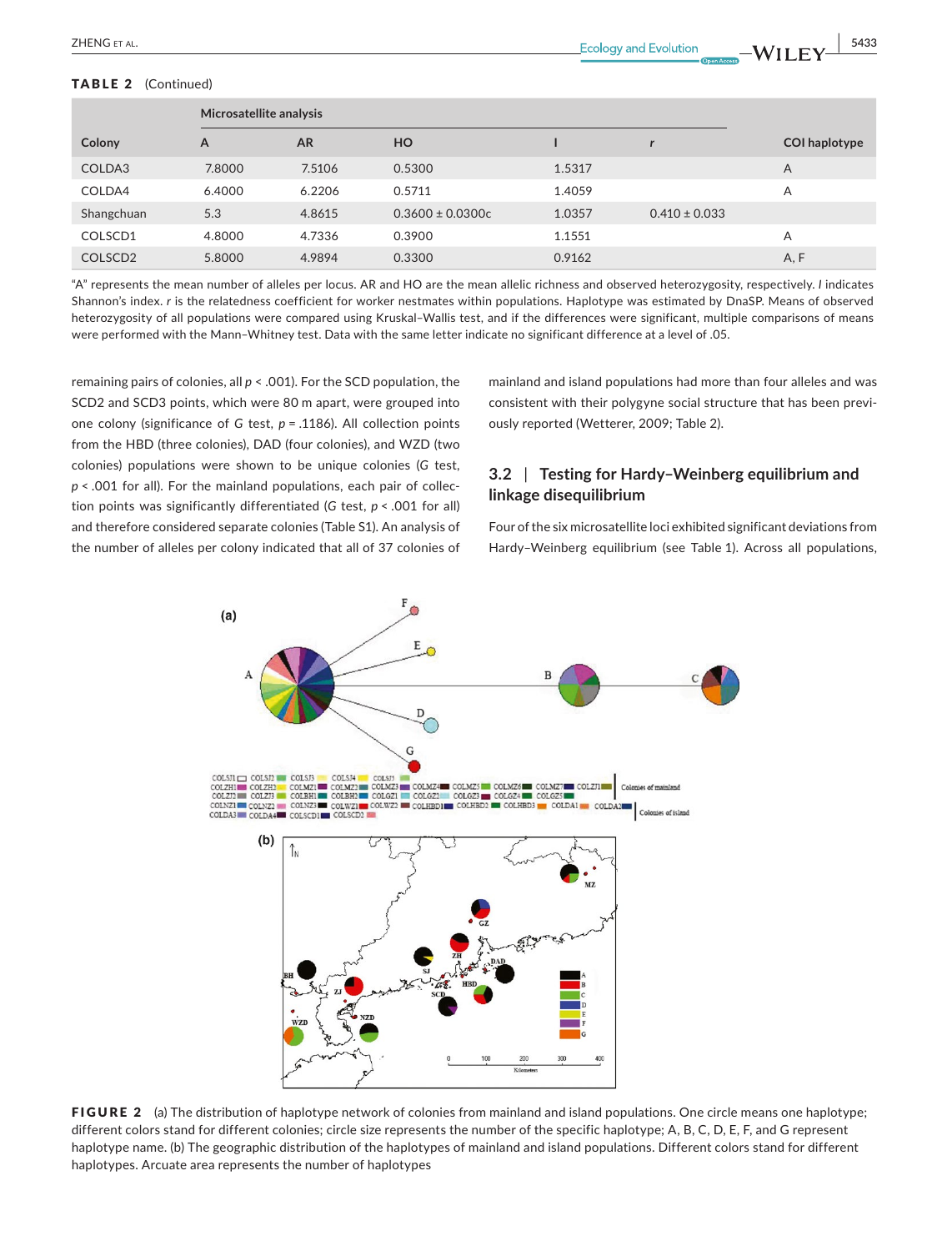**TABLE 2** (Continued)

| Colony | Microsatellite analysis | | | | | COI haplotype |
|---|---|---|---|---|---|---|
| | A | AR | HO | I | r | |
| COLDA3 | 7.8000 | 7.5106 | 0.5300 | 1.5317 | | A |
| COLDA4 | 6.4000 | 6.2206 | 0.5711 | 1.4059 | | A |
| Shangchuan | 5.3 | 4.8615 | 0.3600 ± 0.0300c | 1.0357 | 0.410 ± 0.033 | |
| COLSCD1 | 4.8000 | 4.7336 | 0.3900 | 1.1551 | | A |
| COLSCD2 | 5.8000 | 4.9894 | 0.3300 | 0.9162 | | A, F |

"A" represents the mean number of alleles per locus. AR and HO are the mean allelic richness and observed heterozygosity, respectively. *I* indicates Shannon's index. *r* is the relatedness coefficient for worker nestmates within populations. Haplotype was estimated by DnaSP. Means of observed heterozygosity of all populations were compared using Kruskal–Wallis test, and if the differences were significant, multiple comparisons of means were performed with the Mann–Whitney test. Data with the same letter indicate no significant difference at a level of .05.

remaining pairs of colonies, all $p < .001$). For the SCD population, the SCD2 and SCD3 points, which were 80 m apart, were grouped into one colony (significance of G test, $p = .1186$). All collection points from the HBD (three colonies), DAD (four colonies), and WZD (two colonies) populations were shown to be unique colonies (G test, $p < .001$ for all). For the mainland populations, each pair of collection points was significantly differentiated (G test, $p < .001$ for all) and therefore considered separate colonies (Table S1). An analysis of the number of alleles per colony indicated that all of 37 colonies of mainland and island populations had more than four alleles and was consistent with their polygyne social structure that has been previously reported (Wetterer, 2009; Table 2).

### 3.2 | Testing for Hardy–Weinberg equilibrium and linkage disequilibrium

Four of the six microsatellite loci exhibited significant deviations from Hardy–Weinberg equilibrium (see Table 1). Across all populations,

**FIGURE 2** (a) The distribution of haplotype network of colonies from mainland and island populations. One circle means one haplotype; different colors stand for different colonies; circle size represents the number of the specific haplotype; A, B, C, D, E, F, and G represent haplotype name. (b) The geographic distribution of the haplotypes of mainland and island populations. Different colors stand for different haplotypes. Arcuate area represents the number of haplotypes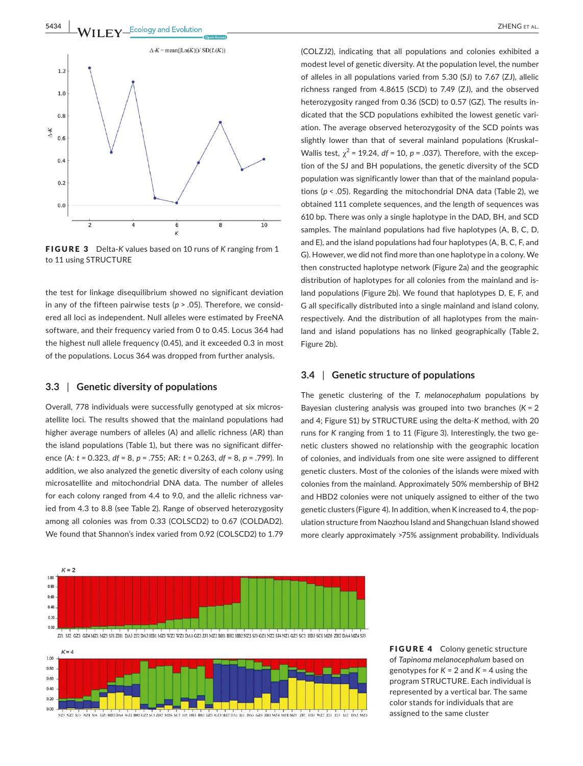FIGURE 3 Delta-*K* values based on 10 runs of *K* ranging from 1 to 11 using STRUCTURE

the test for linkage disequilibrium showed no significant deviation in any of the fifteen pairwise tests ($p > .05$). Therefore, we considered all loci as independent. Null alleles were estimated by FreeNA software, and their frequency varied from 0 to 0.45. Locus 364 had the highest null allele frequency (0.45), and it exceeded 0.3 in most of the populations. Locus 364 was dropped from further analysis.

### 3.3 | Genetic diversity of populations

Overall, 778 individuals were successfully genotyped at six microsatellite loci. The results showed that the mainland populations had higher average numbers of alleles (A) and allelic richness (AR) than the island populations (Table 1), but there was no significant difference (A: $t = 0.323$, $df = 8$, $p = .755$; AR: $t = 0.263$, $df = 8$, $p = .799$). In addition, we also analyzed the genetic diversity of each colony using microsatellite and mitochondrial DNA data. The number of alleles for each colony ranged from 4.4 to 9.0, and the allelic richness varied from 4.3 to 8.8 (see Table 2). Range of observed heterozygosity among all colonies was from 0.33 (COLSCD2) to 0.67 (COLDAD2). We found that Shannon's index varied from 0.92 (COLSCD2) to 1.79 (COLZJ2), indicating that all populations and colonies exhibited a modest level of genetic diversity. At the population level, the number of alleles in all populations varied from 5.30 (SJ) to 7.67 (ZJ), allelic richness ranged from 4.8615 (SCD) to 7.49 (ZJ), and the observed heterozygosity ranged from 0.36 (SCD) to 0.57 (GZ). The results indicated that the SCD populations exhibited the lowest genetic variation. The average observed heterozygosity of the SCD points was slightly lower than that of several mainland populations (Kruskal–Wallis test, $\chi^2 = 19.24$, $df = 10$, $p = .037$). Therefore, with the exception of the SJ and BH populations, the genetic diversity of the SCD population was significantly lower than that of the mainland populations ($p < .05$). Regarding the mitochondrial DNA data (Table 2), we obtained 111 complete sequences, and the length of sequences was 610 bp. There was only a single haplotype in the DAD, BH, and SCD samples. The mainland populations had five haplotypes (A, B, C, D, and E), and the island populations had four haplotypes (A, B, C, F, and G). However, we did not find more than one haplotype in a colony. We then constructed haplotype network (Figure 2a) and the geographic distribution of haplotypes for all colonies from the mainland and island populations (Figure 2b). We found that haplotypes D, E, F, and G all specifically distributed into a single mainland and island colony, respectively. And the distribution of all haplotypes from the mainland and island populations has no linked geographically (Table 2, Figure 2b).

### 3.4 | Genetic structure of populations

The genetic clustering of the *T. melanocephalum* populations by Bayesian clustering analysis was grouped into two branches ($K = 2$ and 4; Figure S1) by STRUCTURE using the delta-*K* method, with 20 runs for *K* ranging from 1 to 11 (Figure 3). Interestingly, the two genetic clusters showed no relationship with the geographic location of colonies, and individuals from one site were assigned to different genetic clusters. Most of the colonies of the islands were mixed with colonies from the mainland. Approximately 50% membership of BH2 and HBD2 colonies were not uniquely assigned to either of the two genetic clusters (Figure 4). In addition, when K increased to 4, the population structure from Naozhou Island and Shangchuan Island showed more clearly approximately >75% assignment probability. Individuals

FIGURE 4 Colony genetic structure of *Tapinoma melanocephalum* based on genotypes for $K = 2$ and $K = 4$ using the program STRUCTURE. Each individual is represented by a vertical bar. The same color stands for individuals that are assigned to the same cluster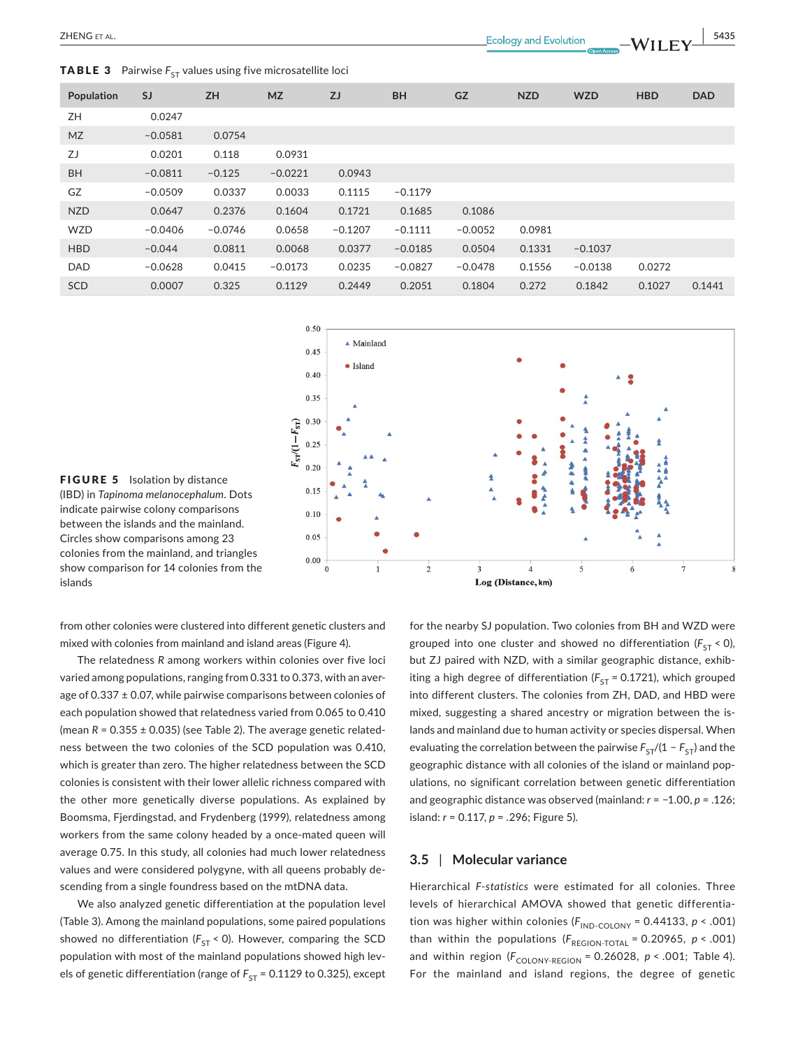**TABLE 3** Pairwise $F_{ST}$ values using five microsatellite loci

| Population | SJ | ZH | MZ | ZJ | BH | GZ | NZD | WZD | HBD | DAD |
|---|---|---|---|---|---|---|---|---|---|---|
| ZH | 0.0247 | | | | | | | | | |
| MZ | −0.0581 | 0.0754 | | | | | | | | |
| ZJ | 0.0201 | 0.118 | 0.0931 | | | | | | | |
| BH | −0.0811 | −0.125 | −0.0221 | 0.0943 | | | | | | |
| GZ | −0.0509 | 0.0337 | 0.0033 | 0.1115 | −0.1179 | | | | | |
| NZD | 0.0647 | 0.2376 | 0.1604 | 0.1721 | 0.1685 | 0.1086 | | | | |
| WZD | −0.0406 | −0.0746 | 0.0658 | −0.1207 | −0.1111 | −0.0052 | 0.0981 | | | |
| HBD | −0.044 | 0.0811 | 0.0068 | 0.0377 | −0.0185 | 0.0504 | 0.1331 | −0.1037 | | |
| DAD | −0.0628 | 0.0415 | −0.0173 | 0.0235 | −0.0827 | −0.0478 | 0.1556 | −0.0138 | 0.0272 | |
| SCD | 0.0007 | 0.325 | 0.1129 | 0.2449 | 0.2051 | 0.1804 | 0.272 | 0.1842 | 0.1027 | 0.1441 |

**FIGURE 5** Isolation by distance (IBD) in *Tapinoma melanocephalum*. Dots indicate pairwise colony comparisons between the islands and the mainland. Circles show comparisons among 23 colonies from the mainland, and triangles show comparison for 14 colonies from the islands

from other colonies were clustered into different genetic clusters and mixed with colonies from mainland and island areas (Figure 4).

The relatedness *R* among workers within colonies over five loci varied among populations, ranging from 0.331 to 0.373, with an average of 0.337 ± 0.07, while pairwise comparisons between colonies of each population showed that relatedness varied from 0.065 to 0.410 (mean *R* = 0.355 ± 0.035) (see Table 2). The average genetic relatedness between the two colonies of the SCD population was 0.410, which is greater than zero. The higher relatedness between the SCD colonies is consistent with their lower allelic richness compared with the other more genetically diverse populations. As explained by Boomsma, Fjerdingstad, and Frydenberg (1999), relatedness among workers from the same colony headed by a once-mated queen will average 0.75. In this study, all colonies had much lower relatedness values and were considered polygyne, with all queens probably descending from a single foundress based on the mtDNA data.

We also analyzed genetic differentiation at the population level (Table 3). Among the mainland populations, some paired populations showed no differentiation ($F_{ST} < 0$). However, comparing the SCD population with most of the mainland populations showed high levels of genetic differentiation (range of $F_{ST}$ = 0.1129 to 0.325), except for the nearby SJ population. Two colonies from BH and WZD were grouped into one cluster and showed no differentiation ($F_{ST} < 0$), but ZJ paired with NZD, with a similar geographic distance, exhibiting a high degree of differentiation ($F_{ST}$ = 0.1721), which grouped into different clusters. The colonies from ZH, DAD, and HBD were mixed, suggesting a shared ancestry or migration between the islands and mainland due to human activity or species dispersal. When evaluating the correlation between the pairwise $F_{ST}/(1 - F_{ST})$ and the geographic distance with all colonies of the island or mainland populations, no significant correlation between genetic differentiation and geographic distance was observed (mainland: $r = -1.00$, $p = .126$; island: $r = 0.117$, $p = .296$; Figure 5).

## 3.5 | Molecular variance

Hierarchical *F-statistics* were estimated for all colonies. Three levels of hierarchical AMOVA showed that genetic differentiation was higher within colonies ($F_{IND\text{-}COLONY}$ = 0.44133, $p < .001$) than within the populations ($F_{REGION\text{-}TOTAL}$ = 0.20965, $p < .001$) and within region ($F_{COLONY\text{-}REGION}$ = 0.26028, $p < .001$; Table 4). For the mainland and island regions, the degree of genetic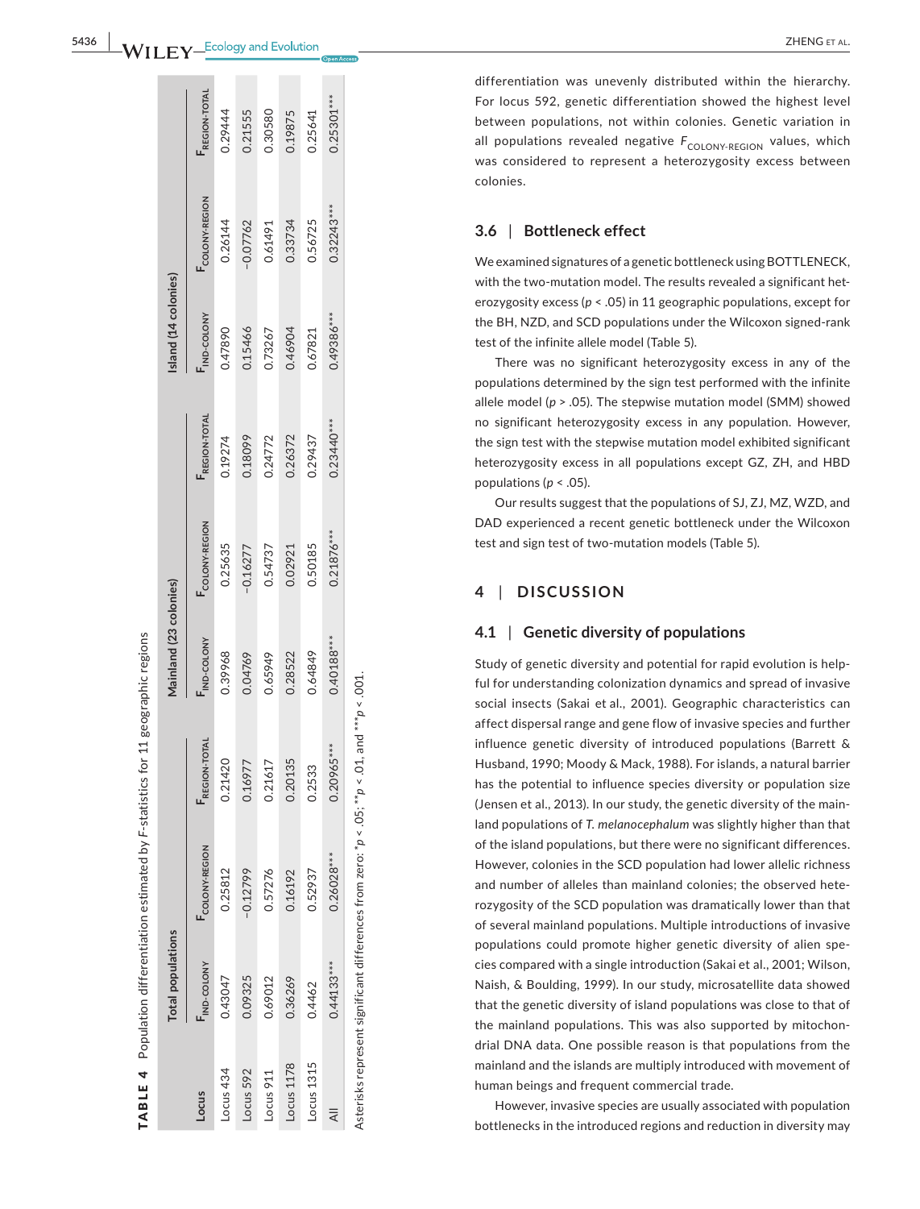**TABLE 4** Population differentiation estimated by F-statistics for 11 geographic regions

| Locus | Total populations | | | Mainland (23 colonies) | | | Island (14 colonies) | | |
|---|---|---|---|---|---|---|---|---|---|
| | $F_{IND\text{-}COLONY}$ | $F_{COLONY\text{-}REGION}$ | $F_{REGION\text{-}TOTAL}$ | $F_{IND\text{-}COLONY}$ | $F_{COLONY\text{-}REGION}$ | $F_{REGION\text{-}TOTAL}$ | $F_{IND\text{-}COLONY}$ | $F_{COLONY\text{-}REGION}$ | $F_{REGION\text{-}TOTAL}$ |
| Locus 434 | 0.43047 | 0.25812 | 0.21420 | 0.39968 | 0.25635 | 0.19274 | 0.47890 | 0.26144 | 0.29444 |
| Locus 592 | 0.09325 | −0.12799 | 0.16977 | 0.04769 | −0.16277 | 0.18099 | 0.15466 | −0.07762 | 0.21555 |
| Locus 911 | 0.69012 | 0.57276 | 0.21617 | 0.65949 | 0.54737 | 0.24772 | 0.73267 | 0.61491 | 0.30580 |
| Locus 1178 | 0.36269 | 0.16192 | 0.20135 | 0.28522 | 0.02921 | 0.26372 | 0.46904 | 0.33734 | 0.19875 |
| Locus 1315 | 0.4462 | 0.52937 | 0.2533 | 0.64849 | 0.50185 | 0.29437 | 0.67821 | 0.56725 | 0.25641 |
| All | 0.44133*** | 0.26028*** | 0.20965*** | 0.40188*** | 0.21876*** | 0.23440*** | 0.49386*** | 0.32243*** | 0.25301*** |

Asterisks represent significant differences from zero: *$p < .05$; **$p < .01$, and ***$p < .001$.

differentiation was unevenly distributed within the hierarchy. For locus 592, genetic differentiation showed the highest level between populations, not within colonies. Genetic variation in all populations revealed negative $F_{COLONY\text{-}REGION}$ values, which was considered to represent a heterozygosity excess between colonies.

### 3.6 | Bottleneck effect

We examined signatures of a genetic bottleneck using BOTTLENECK, with the two-mutation model. The results revealed a significant heterozygosity excess ($p < .05$) in 11 geographic populations, except for the BH, NZD, and SCD populations under the Wilcoxon signed-rank test of the infinite allele model (Table 5).

There was no significant heterozygosity excess in any of the populations determined by the sign test performed with the infinite allele model ($p > .05$). The stepwise mutation model (SMM) showed no significant heterozygosity excess in any population. However, the sign test with the stepwise mutation model exhibited significant heterozygosity excess in all populations except GZ, ZH, and HBD populations ($p < .05$).

Our results suggest that the populations of SJ, ZJ, MZ, WZD, and DAD experienced a recent genetic bottleneck under the Wilcoxon test and sign test of two-mutation models (Table 5).

## 4 | DISCUSSION

### 4.1 | Genetic diversity of populations

Study of genetic diversity and potential for rapid evolution is helpful for understanding colonization dynamics and spread of invasive social insects (Sakai et al., 2001). Geographic characteristics can affect dispersal range and gene flow of invasive species and further influence genetic diversity of introduced populations (Barrett & Husband, 1990; Moody & Mack, 1988). For islands, a natural barrier has the potential to influence species diversity or population size (Jensen et al., 2013). In our study, the genetic diversity of the mainland populations of *T. melanocephalum* was slightly higher than that of the island populations, but there were no significant differences. However, colonies in the SCD population had lower allelic richness and number of alleles than mainland colonies; the observed heterozygosity of the SCD population was dramatically lower than that of several mainland populations. Multiple introductions of invasive populations could promote higher genetic diversity of alien species compared with a single introduction (Sakai et al., 2001; Wilson, Naish, & Boulding, 1999). In our study, microsatellite data showed that the genetic diversity of island populations was close to that of the mainland populations. This was also supported by mitochondrial DNA data. One possible reason is that populations from the mainland and the islands are multiply introduced with movement of human beings and frequent commercial trade.

However, invasive species are usually associated with population bottlenecks in the introduced regions and reduction in diversity may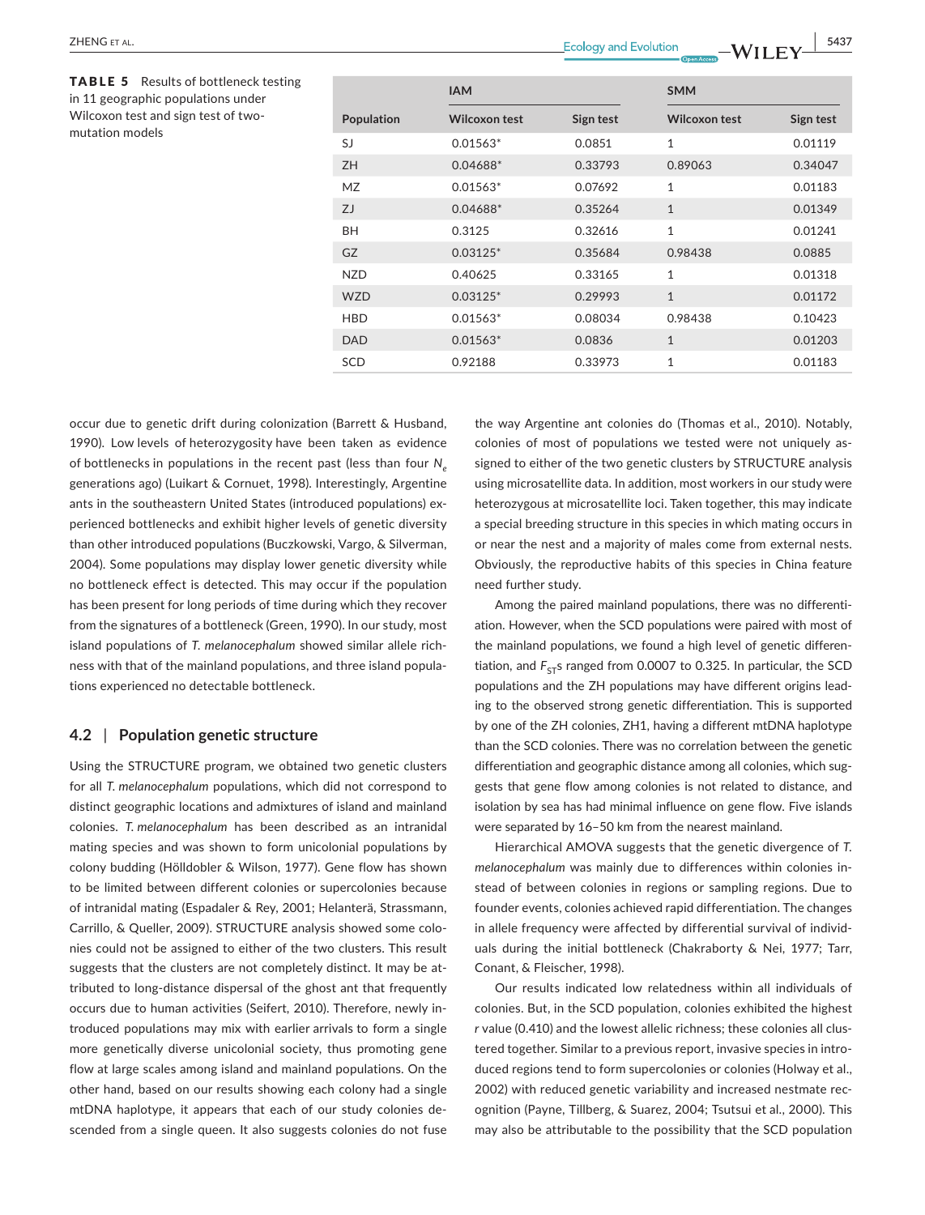**TABLE 5** Results of bottleneck testing in 11 geographic populations under Wilcoxon test and sign test of two-mutation models

| Population | IAM | | SMM | |
|---|---|---|---|---|
| | Wilcoxon test | Sign test | Wilcoxon test | Sign test |
| SJ | 0.01563* | 0.0851 | 1 | 0.01119 |
| ZH | 0.04688* | 0.33793 | 0.89063 | 0.34047 |
| MZ | 0.01563* | 0.07692 | 1 | 0.01183 |
| ZJ | 0.04688* | 0.35264 | 1 | 0.01349 |
| BH | 0.3125 | 0.32616 | 1 | 0.01241 |
| GZ | 0.03125* | 0.35684 | 0.98438 | 0.0885 |
| NZD | 0.40625 | 0.33165 | 1 | 0.01318 |
| WZD | 0.03125* | 0.29993 | 1 | 0.01172 |
| HBD | 0.01563* | 0.08034 | 0.98438 | 0.10423 |
| DAD | 0.01563* | 0.0836 | 1 | 0.01203 |
| SCD | 0.92188 | 0.33973 | 1 | 0.01183 |

occur due to genetic drift during colonization (Barrett & Husband, 1990). Low levels of heterozygosity have been taken as evidence of bottlenecks in populations in the recent past (less than four $N_e$ generations ago) (Luikart & Cornuet, 1998). Interestingly, Argentine ants in the southeastern United States (introduced populations) experienced bottlenecks and exhibit higher levels of genetic diversity than other introduced populations (Buczkowski, Vargo, & Silverman, 2004). Some populations may display lower genetic diversity while no bottleneck effect is detected. This may occur if the population has been present for long periods of time during which they recover from the signatures of a bottleneck (Green, 1990). In our study, most island populations of *T. melanocephalum* showed similar allele richness with that of the mainland populations, and three island populations experienced no detectable bottleneck.

### 4.2 | Population genetic structure

Using the STRUCTURE program, we obtained two genetic clusters for all *T. melanocephalum* populations, which did not correspond to distinct geographic locations and admixtures of island and mainland colonies. *T. melanocephalum* has been described as an intranidal mating species and was shown to form unicolonial populations by colony budding (Hölldobler & Wilson, 1977). Gene flow has shown to be limited between different colonies or supercolonies because of intranidal mating (Espadaler & Rey, 2001; Helanterä, Strassmann, Carrillo, & Queller, 2009). STRUCTURE analysis showed some colonies could not be assigned to either of the two clusters. This result suggests that the clusters are not completely distinct. It may be attributed to long-distance dispersal of the ghost ant that frequently occurs due to human activities (Seifert, 2010). Therefore, newly introduced populations may mix with earlier arrivals to form a single more genetically diverse unicolonial society, thus promoting gene flow at large scales among island and mainland populations. On the other hand, based on our results showing each colony had a single mtDNA haplotype, it appears that each of our study colonies descended from a single queen. It also suggests colonies do not fuse the way Argentine ant colonies do (Thomas et al., 2010). Notably, colonies of most of populations we tested were not uniquely assigned to either of the two genetic clusters by STRUCTURE analysis using microsatellite data. In addition, most workers in our study were heterozygous at microsatellite loci. Taken together, this may indicate a special breeding structure in this species in which mating occurs in or near the nest and a majority of males come from external nests. Obviously, the reproductive habits of this species in China feature need further study.

Among the paired mainland populations, there was no differentiation. However, when the SCD populations were paired with most of the mainland populations, we found a high level of genetic differentiation, and $F_{ST}$s ranged from 0.0007 to 0.325. In particular, the SCD populations and the ZH populations may have different origins leading to the observed strong genetic differentiation. This is supported by one of the ZH colonies, ZH1, having a different mtDNA haplotype than the SCD colonies. There was no correlation between the genetic differentiation and geographic distance among all colonies, which suggests that gene flow among colonies is not related to distance, and isolation by sea has had minimal influence on gene flow. Five islands were separated by 16–50 km from the nearest mainland.

Hierarchical AMOVA suggests that the genetic divergence of *T. melanocephalum* was mainly due to differences within colonies instead of between colonies in regions or sampling regions. Due to founder events, colonies achieved rapid differentiation. The changes in allele frequency were affected by differential survival of individuals during the initial bottleneck (Chakraborty & Nei, 1977; Tarr, Conant, & Fleischer, 1998).

Our results indicated low relatedness within all individuals of colonies. But, in the SCD population, colonies exhibited the highest *r* value (0.410) and the lowest allelic richness; these colonies all clustered together. Similar to a previous report, invasive species in introduced regions tend to form supercolonies or colonies (Holway et al., 2002) with reduced genetic variability and increased nestmate recognition (Payne, Tillberg, & Suarez, 2004; Tsutsui et al., 2000). This may also be attributable to the possibility that the SCD population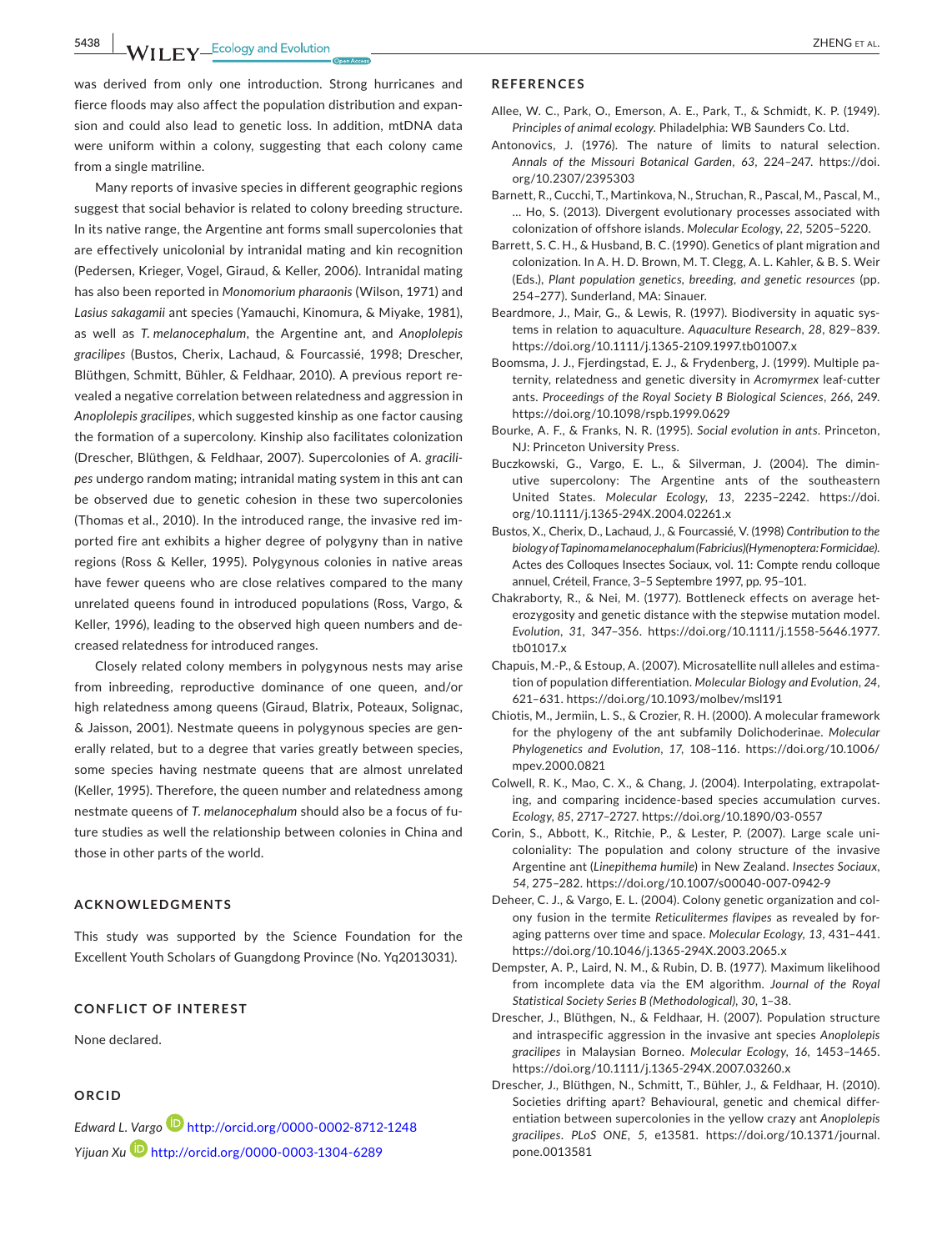was derived from only one introduction. Strong hurricanes and fierce floods may also affect the population distribution and expansion and could also lead to genetic loss. In addition, mtDNA data were uniform within a colony, suggesting that each colony came from a single matriline.

Many reports of invasive species in different geographic regions suggest that social behavior is related to colony breeding structure. In its native range, the Argentine ant forms small supercolonies that are effectively unicolonial by intranidal mating and kin recognition (Pedersen, Krieger, Vogel, Giraud, & Keller, 2006). Intranidal mating has also been reported in *Monomorium pharaonis* (Wilson, 1971) and *Lasius sakagamii* ant species (Yamauchi, Kinomura, & Miyake, 1981), as well as *T. melanocephalum*, the Argentine ant, and *Anoplolepis gracilipes* (Bustos, Cherix, Lachaud, & Fourcassié, 1998; Drescher, Blüthgen, Schmitt, Bühler, & Feldhaar, 2010). A previous report revealed a negative correlation between relatedness and aggression in *Anoplolepis gracilipes*, which suggested kinship as one factor causing the formation of a supercolony. Kinship also facilitates colonization (Drescher, Blüthgen, & Feldhaar, 2007). Supercolonies of *A. gracilipes* undergo random mating; intranidal mating system in this ant can be observed due to genetic cohesion in these two supercolonies (Thomas et al., 2010). In the introduced range, the invasive red imported fire ant exhibits a higher degree of polygyny than in native regions (Ross & Keller, 1995). Polygynous colonies in native areas have fewer queens who are close relatives compared to the many unrelated queens found in introduced populations (Ross, Vargo, & Keller, 1996), leading to the observed high queen numbers and decreased relatedness for introduced ranges.

Closely related colony members in polygynous nests may arise from inbreeding, reproductive dominance of one queen, and/or high relatedness among queens (Giraud, Blatrix, Poteaux, Solignac, & Jaisson, 2001). Nestmate queens in polygynous species are generally related, but to a degree that varies greatly between species, some species having nestmate queens that are almost unrelated (Keller, 1995). Therefore, the queen number and relatedness among nestmate queens of *T. melanocephalum* should also be a focus of future studies as well the relationship between colonies in China and those in other parts of the world.

## ACKNOWLEDGMENTS

This study was supported by the Science Foundation for the Excellent Youth Scholars of Guangdong Province (No. Yq2013031).

## CONFLICT OF INTEREST

None declared.

## ORCID

*Edward L. Vargo* http://orcid.org/0000-0002-8712-1248

*Yijuan Xu* http://orcid.org/0000-0003-1304-6289

## REFERENCES

Allee, W. C., Park, O., Emerson, A. E., Park, T., & Schmidt, K. P. (1949). *Principles of animal ecology*. Philadelphia: WB Saunders Co. Ltd.

Antonovics, J. (1976). The nature of limits to natural selection. *Annals of the Missouri Botanical Garden*, *63*, 224–247. https://doi.org/10.2307/2395303

Barnett, R., Cucchi, T., Martinkova, N., Struchan, R., Pascal, M., Pascal, M., … Ho, S. (2013). Divergent evolutionary processes associated with colonization of offshore islands. *Molecular Ecology*, *22*, 5205–5220.

Barrett, S. C. H., & Husband, B. C. (1990). Genetics of plant migration and colonization. In A. H. D. Brown, M. T. Clegg, A. L. Kahler, & B. S. Weir (Eds.), *Plant population genetics, breeding, and genetic resources* (pp. 254–277). Sunderland, MA: Sinauer.

Beardmore, J., Mair, G., & Lewis, R. (1997). Biodiversity in aquatic systems in relation to aquaculture. *Aquaculture Research*, *28*, 829–839. https://doi.org/10.1111/j.1365-2109.1997.tb01007.x

Boomsma, J. J., Fjerdingstad, E. J., & Frydenberg, J. (1999). Multiple paternity, relatedness and genetic diversity in *Acromyrmex* leaf-cutter ants. *Proceedings of the Royal Society B Biological Sciences*, *266*, 249. https://doi.org/10.1098/rspb.1999.0629

Bourke, A. F., & Franks, N. R. (1995). *Social evolution in ants*. Princeton, NJ: Princeton University Press.

Buczkowski, G., Vargo, E. L., & Silverman, J. (2004). The diminutive supercolony: The Argentine ants of the southeastern United States. *Molecular Ecology*, *13*, 2235–2242. https://doi.org/10.1111/j.1365-294X.2004.02261.x

Bustos, X., Cherix, D., Lachaud, J., & Fourcassié, V. (1998) *Contribution to the biology of Tapinoma melanocephalum (Fabricius)(Hymenoptera: Formicidae).* Actes des Colloques Insectes Sociaux, vol. 11: Compte rendu colloque annuel, Créteil, France, 3–5 Septembre 1997, pp. 95–101.

Chakraborty, R., & Nei, M. (1977). Bottleneck effects on average heterozygosity and genetic distance with the stepwise mutation model. *Evolution*, *31*, 347–356. https://doi.org/10.1111/j.1558-5646.1977.tb01017.x

Chapuis, M.-P., & Estoup, A. (2007). Microsatellite null alleles and estimation of population differentiation. *Molecular Biology and Evolution*, *24*, 621–631. https://doi.org/10.1093/molbev/msl191

Chiotis, M., Jermiin, L. S., & Crozier, R. H. (2000). A molecular framework for the phylogeny of the ant subfamily Dolichoderinae. *Molecular Phylogenetics and Evolution*, *17*, 108–116. https://doi.org/10.1006/mpev.2000.0821

Colwell, R. K., Mao, C. X., & Chang, J. (2004). Interpolating, extrapolating, and comparing incidence-based species accumulation curves. *Ecology*, *85*, 2717–2727. https://doi.org/10.1890/03-0557

Corin, S., Abbott, K., Ritchie, P., & Lester, P. (2007). Large scale unicoloniality: The population and colony structure of the invasive Argentine ant (*Linepithema humile*) in New Zealand. *Insectes Sociaux*, *54*, 275–282. https://doi.org/10.1007/s00040-007-0942-9

Deheer, C. J., & Vargo, E. L. (2004). Colony genetic organization and colony fusion in the termite *Reticulitermes flavipes* as revealed by foraging patterns over time and space. *Molecular Ecology*, *13*, 431–441. https://doi.org/10.1046/j.1365-294X.2003.2065.x

Dempster, A. P., Laird, N. M., & Rubin, D. B. (1977). Maximum likelihood from incomplete data via the EM algorithm. *Journal of the Royal Statistical Society Series B (Methodological)*, *30*, 1–38.

Drescher, J., Blüthgen, N., & Feldhaar, H. (2007). Population structure and intraspecific aggression in the invasive ant species *Anoplolepis gracilipes* in Malaysian Borneo. *Molecular Ecology*, *16*, 1453–1465. https://doi.org/10.1111/j.1365-294X.2007.03260.x

Drescher, J., Blüthgen, N., Schmitt, T., Bühler, J., & Feldhaar, H. (2010). Societies drifting apart? Behavioural, genetic and chemical differentiation between supercolonies in the yellow crazy ant *Anoplolepis gracilipes*. *PLoS ONE*, *5*, e13581. https://doi.org/10.1371/journal.pone.0013581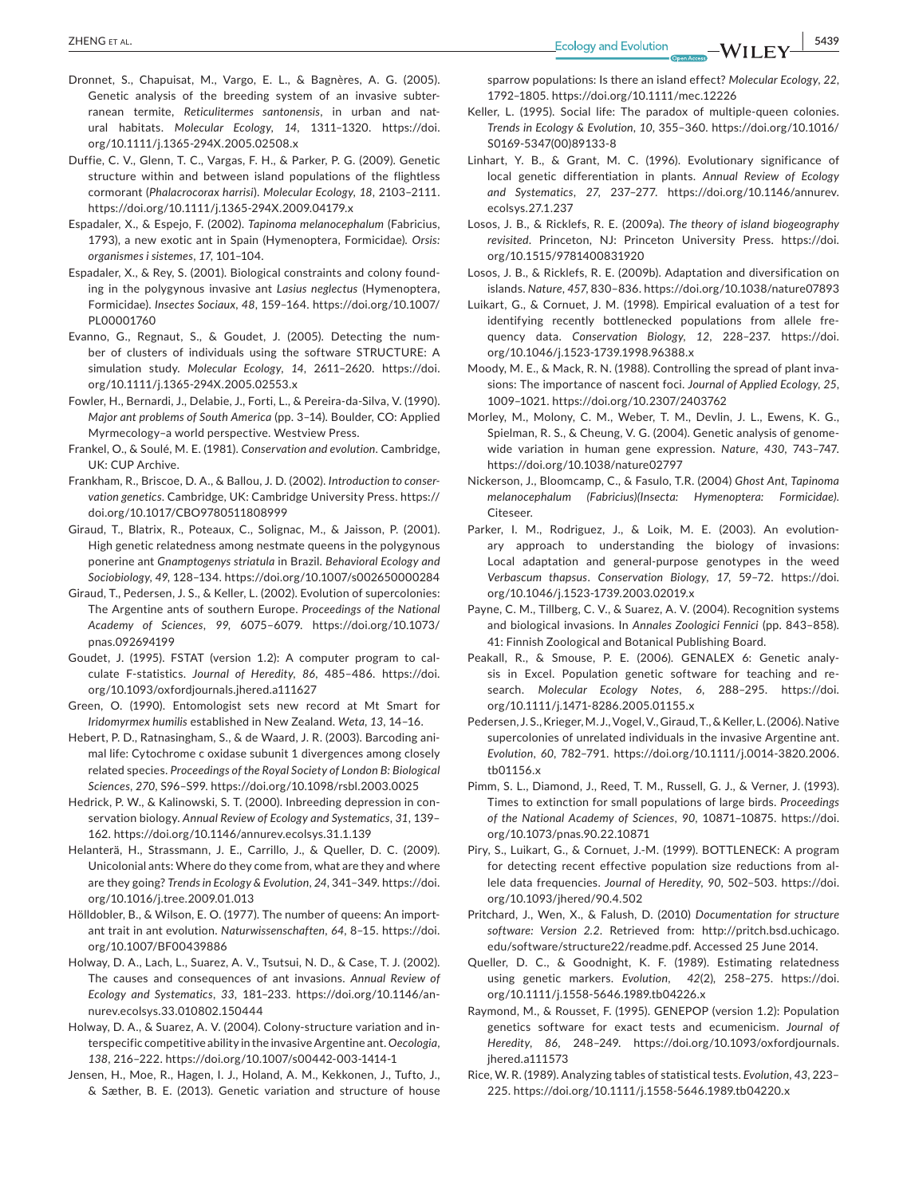Dronnet, S., Chapuisat, M., Vargo, E. L., & Bagnères, A. G. (2005). Genetic analysis of the breeding system of an invasive subterranean termite, *Reticulitermes santonensis*, in urban and natural habitats. *Molecular Ecology*, *14*, 1311–1320. https://doi.org/10.1111/j.1365-294X.2005.02508.x

Duffie, C. V., Glenn, T. C., Vargas, F. H., & Parker, P. G. (2009). Genetic structure within and between island populations of the flightless cormorant (*Phalacrocorax harrisi*). *Molecular Ecology*, *18*, 2103–2111. https://doi.org/10.1111/j.1365-294X.2009.04179.x

Espadaler, X., & Espejo, F. (2002). *Tapinoma melanocephalum* (Fabricius, 1793), a new exotic ant in Spain (Hymenoptera, Formicidae). *Orsis: organismes i sistemes*, *17*, 101–104.

Espadaler, X., & Rey, S. (2001). Biological constraints and colony founding in the polygynous invasive ant *Lasius neglectus* (Hymenoptera, Formicidae). *Insectes Sociaux*, *48*, 159–164. https://doi.org/10.1007/PL00001760

Evanno, G., Regnaut, S., & Goudet, J. (2005). Detecting the number of clusters of individuals using the software STRUCTURE: A simulation study. *Molecular Ecology*, *14*, 2611–2620. https://doi.org/10.1111/j.1365-294X.2005.02553.x

Fowler, H., Bernardi, J., Delabie, J., Forti, L., & Pereira-da-Silva, V. (1990). *Major ant problems of South America* (pp. 3–14). Boulder, CO: Applied Myrmecology–a world perspective. Westview Press.

Frankel, O., & Soulé, M. E. (1981). *Conservation and evolution*. Cambridge, UK: CUP Archive.

Frankham, R., Briscoe, D. A., & Ballou, J. D. (2002). *Introduction to conservation genetics*. Cambridge, UK: Cambridge University Press. https://doi.org/10.1017/CBO9780511808999

Giraud, T., Blatrix, R., Poteaux, C., Solignac, M., & Jaisson, P. (2001). High genetic relatedness among nestmate queens in the polygynous ponerine ant *Gnamptogenys striatula* in Brazil. *Behavioral Ecology and Sociobiology*, *49*, 128–134. https://doi.org/10.1007/s002650000284

Giraud, T., Pedersen, J. S., & Keller, L. (2002). Evolution of supercolonies: The Argentine ants of southern Europe. *Proceedings of the National Academy of Sciences*, *99*, 6075–6079. https://doi.org/10.1073/pnas.092694199

Goudet, J. (1995). FSTAT (version 1.2): A computer program to calculate F-statistics. *Journal of Heredity*, *86*, 485–486. https://doi.org/10.1093/oxfordjournals.jhered.a111627

Green, O. (1990). Entomologist sets new record at Mt Smart for *Iridomyrmex humilis* established in New Zealand. *Weta*, *13*, 14–16.

Hebert, P. D., Ratnasingham, S., & de Waard, J. R. (2003). Barcoding animal life: Cytochrome c oxidase subunit 1 divergences among closely related species. *Proceedings of the Royal Society of London B: Biological Sciences*, *270*, S96–S99. https://doi.org/10.1098/rsbl.2003.0025

Hedrick, P. W., & Kalinowski, S. T. (2000). Inbreeding depression in conservation biology. *Annual Review of Ecology and Systematics*, *31*, 139–162. https://doi.org/10.1146/annurev.ecolsys.31.1.139

Helanterä, H., Strassmann, J. E., Carrillo, J., & Queller, D. C. (2009). Unicolonial ants: Where do they come from, what are they and where are they going? *Trends in Ecology & Evolution*, *24*, 341–349. https://doi.org/10.1016/j.tree.2009.01.013

Hölldobler, B., & Wilson, E. O. (1977). The number of queens: An important trait in ant evolution. *Naturwissenschaften*, *64*, 8–15. https://doi.org/10.1007/BF00439886

Holway, D. A., Lach, L., Suarez, A. V., Tsutsui, N. D., & Case, T. J. (2002). The causes and consequences of ant invasions. *Annual Review of Ecology and Systematics*, *33*, 181–233. https://doi.org/10.1146/annurev.ecolsys.33.010802.150444

Holway, D. A., & Suarez, A. V. (2004). Colony-structure variation and interspecific competitive ability in the invasive Argentine ant. *Oecologia*, *138*, 216–222. https://doi.org/10.1007/s00442-003-1414-1

Jensen, H., Moe, R., Hagen, I. J., Holand, A. M., Kekkonen, J., Tufto, J., & Sæther, B. E. (2013). Genetic variation and structure of house sparrow populations: Is there an island effect? *Molecular Ecology*, *22*, 1792–1805. https://doi.org/10.1111/mec.12226

Keller, L. (1995). Social life: The paradox of multiple-queen colonies. *Trends in Ecology & Evolution*, *10*, 355–360. https://doi.org/10.1016/S0169-5347(00)89133-8

Linhart, Y. B., & Grant, M. C. (1996). Evolutionary significance of local genetic differentiation in plants. *Annual Review of Ecology and Systematics*, *27*, 237–277. https://doi.org/10.1146/annurev.ecolsys.27.1.237

Losos, J. B., & Ricklefs, R. E. (2009a). *The theory of island biogeography revisited*. Princeton, NJ: Princeton University Press. https://doi.org/10.1515/9781400831920

Losos, J. B., & Ricklefs, R. E. (2009b). Adaptation and diversification on islands. *Nature*, *457*, 830–836. https://doi.org/10.1038/nature07893

Luikart, G., & Cornuet, J. M. (1998). Empirical evaluation of a test for identifying recently bottlenecked populations from allele frequency data. *Conservation Biology*, *12*, 228–237. https://doi.org/10.1046/j.1523-1739.1998.96388.x

Moody, M. E., & Mack, R. N. (1988). Controlling the spread of plant invasions: The importance of nascent foci. *Journal of Applied Ecology*, *25*, 1009–1021. https://doi.org/10.2307/2403762

Morley, M., Molony, C. M., Weber, T. M., Devlin, J. L., Ewens, K. G., Spielman, R. S., & Cheung, V. G. (2004). Genetic analysis of genome-wide variation in human gene expression. *Nature*, *430*, 743–747. https://doi.org/10.1038/nature02797

Nickerson, J., Bloomcamp, C., & Fasulo, T.R. (2004) *Ghost Ant, Tapinoma melanocephalum (Fabricius)(Insecta: Hymenoptera: Formicidae)*. Citeseer.

Parker, I. M., Rodriguez, J., & Loik, M. E. (2003). An evolutionary approach to understanding the biology of invasions: Local adaptation and general-purpose genotypes in the weed *Verbascum thapsus*. *Conservation Biology*, *17*, 59–72. https://doi.org/10.1046/j.1523-1739.2003.02019.x

Payne, C. M., Tillberg, C. V., & Suarez, A. V. (2004). Recognition systems and biological invasions. In *Annales Zoologici Fennici* (pp. 843–858). 41: Finnish Zoological and Botanical Publishing Board.

Peakall, R., & Smouse, P. E. (2006). GENALEX 6: Genetic analysis in Excel. Population genetic software for teaching and research. *Molecular Ecology Notes*, *6*, 288–295. https://doi.org/10.1111/j.1471-8286.2005.01155.x

Pedersen, J. S., Krieger, M. J., Vogel, V., Giraud, T., & Keller, L. (2006). Native supercolonies of unrelated individuals in the invasive Argentine ant. *Evolution*, *60*, 782–791. https://doi.org/10.1111/j.0014-3820.2006.tb01156.x

Pimm, S. L., Diamond, J., Reed, T. M., Russell, G. J., & Verner, J. (1993). Times to extinction for small populations of large birds. *Proceedings of the National Academy of Sciences*, *90*, 10871–10875. https://doi.org/10.1073/pnas.90.22.10871

Piry, S., Luikart, G., & Cornuet, J.-M. (1999). BOTTLENECK: A program for detecting recent effective population size reductions from allele data frequencies. *Journal of Heredity*, *90*, 502–503. https://doi.org/10.1093/jhered/90.4.502

Pritchard, J., Wen, X., & Falush, D. (2010) *Documentation for structure software: Version 2.2*. Retrieved from: http://pritch.bsd.uchicago.edu/software/structure22/readme.pdf. Accessed 25 June 2014.

Queller, D. C., & Goodnight, K. F. (1989). Estimating relatedness using genetic markers. *Evolution*, *42*(2), 258–275. https://doi.org/10.1111/j.1558-5646.1989.tb04226.x

Raymond, M., & Rousset, F. (1995). GENEPOP (version 1.2): Population genetics software for exact tests and ecumenicism. *Journal of Heredity*, *86*, 248–249. https://doi.org/10.1093/oxfordjournals.jhered.a111573

Rice, W. R. (1989). Analyzing tables of statistical tests. *Evolution*, *43*, 223–225. https://doi.org/10.1111/j.1558-5646.1989.tb04220.x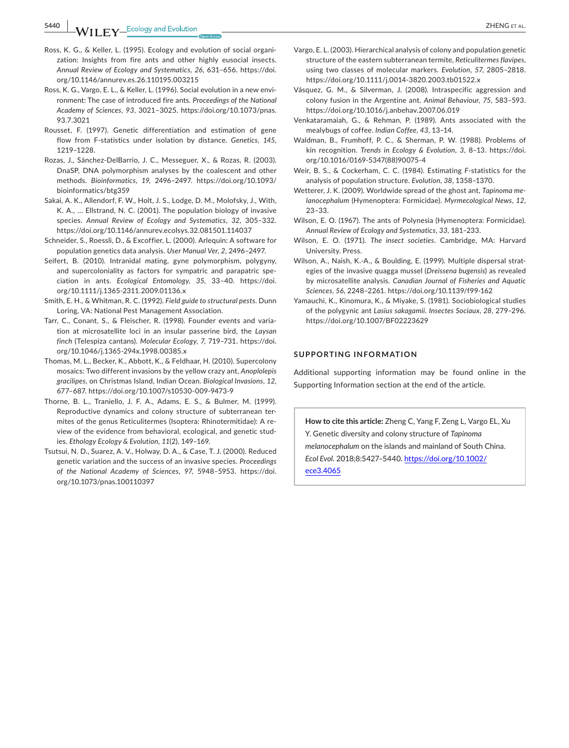Ross, K. G., & Keller, L. (1995). Ecology and evolution of social organization: Insights from fire ants and other highly eusocial insects. *Annual Review of Ecology and Systematics*, *26*, 631–656. https://doi.org/10.1146/annurev.es.26.110195.003215

Ross, K. G., Vargo, E. L., & Keller, L. (1996). Social evolution in a new environment: The case of introduced fire ants. *Proceedings of the National Academy of Sciences*, *93*, 3021–3025. https://doi.org/10.1073/pnas.93.7.3021

Rousset, F. (1997). Genetic differentiation and estimation of gene flow from F-statistics under isolation by distance. *Genetics*, *145*, 1219–1228.

Rozas, J., Sánchez-DelBarrio, J. C., Messeguer, X., & Rozas, R. (2003). DnaSP, DNA polymorphism analyses by the coalescent and other methods. *Bioinformatics*, *19*, 2496–2497. https://doi.org/10.1093/bioinformatics/btg359

Sakai, A. K., Allendorf, F. W., Holt, J. S., Lodge, D. M., Molofsky, J., With, K. A., … Ellstrand, N. C. (2001). The population biology of invasive species. *Annual Review of Ecology and Systematics*, *32*, 305–332. https://doi.org/10.1146/annurev.ecolsys.32.081501.114037

Schneider, S., Roessli, D., & Excoffier, L. (2000). Arlequin: A software for population genetics data analysis. *User Manual Ver*, *2*, 2496–2497.

Seifert, B. (2010). Intranidal mating, gyne polymorphism, polygyny, and supercoloniality as factors for sympatric and parapatric speciation in ants. *Ecological Entomology*, *35*, 33–40. https://doi.org/10.1111/j.1365-2311.2009.01136.x

Smith, E. H., & Whitman, R. C. (1992). *Field guide to structural pests*. Dunn Loring, VA: National Pest Management Association.

Tarr, C., Conant, S., & Fleischer, R. (1998). Founder events and variation at microsatellite loci in an insular passerine bird, the *Laysan finch* (Telespiza cantans). *Molecular Ecology*, *7*, 719–731. https://doi.org/10.1046/j.1365-294x.1998.00385.x

Thomas, M. L., Becker, K., Abbott, K., & Feldhaar, H. (2010). Supercolony mosaics: Two different invasions by the yellow crazy ant, *Anoplolepis gracilipes*, on Christmas Island, Indian Ocean. *Biological Invasions*, *12*, 677–687. https://doi.org/10.1007/s10530-009-9473-9

Thorne, B. L., Traniello, J. F. A., Adams, E. S., & Bulmer, M. (1999). Reproductive dynamics and colony structure of subterranean termites of the genus Reticulitermes (Isoptera: Rhinotermitidae): A review of the evidence from behavioral, ecological, and genetic studies. *Ethology Ecology & Evolution*, *11*(2), 149–169.

Tsutsui, N. D., Suarez, A. V., Holway, D. A., & Case, T. J. (2000). Reduced genetic variation and the success of an invasive species. *Proceedings of the National Academy of Sciences*, *97*, 5948–5953. https://doi.org/10.1073/pnas.100110397

Vargo, E. L. (2003). Hierarchical analysis of colony and population genetic structure of the eastern subterranean termite, *Reticulitermes flavipes*, using two classes of molecular markers. *Evolution*, *57*, 2805–2818. https://doi.org/10.1111/j.0014-3820.2003.tb01522.x

Vásquez, G. M., & Silverman, J. (2008). Intraspecific aggression and colony fusion in the Argentine ant. *Animal Behaviour*, *75*, 583–593. https://doi.org/10.1016/j.anbehav.2007.06.019

Venkataramaiah, G., & Rehman, P. (1989). Ants associated with the mealybugs of coffee. *Indian Coffee*, *43*, 13–14.

Waldman, B., Frumhoff, P. C., & Sherman, P. W. (1988). Problems of kin recognition. *Trends in Ecology & Evolution*, *3*, 8–13. https://doi.org/10.1016/0169-5347(88)90075-4

Weir, B. S., & Cockerham, C. C. (1984). Estimating *F*-statistics for the analysis of population structure. *Evolution*, *38*, 1358–1370.

Wetterer, J. K. (2009). Worldwide spread of the ghost ant, *Tapinoma melanocephalum* (Hymenoptera: Formicidae). *Myrmecological News*, *12*, 23–33.

Wilson, E. O. (1967). The ants of Polynesia (Hymenoptera: Formicidae). *Annual Review of Ecology and Systematics*, *33*, 181–233.

Wilson, E. O. (1971). *The insect societies*. Cambridge, MA: Harvard University. Press.

Wilson, A., Naish, K.-A., & Boulding, E. (1999). Multiple dispersal strategies of the invasive quagga mussel (*Dreissena bugensis*) as revealed by microsatellite analysis. *Canadian Journal of Fisheries and Aquatic Sciences*, *56*, 2248–2261. https://doi.org/10.1139/f99-162

Yamauchi, K., Kinomura, K., & Miyake, S. (1981). Sociobiological studies of the polygynic ant *Lasius sakagamii*. *Insectes Sociaux*, *28*, 279–296. https://doi.org/10.1007/BF02223629

## SUPPORTING INFORMATION

Additional supporting information may be found online in the Supporting Information section at the end of the article.

**How to cite this article:** Zheng C, Yang F, Zeng L, Vargo EL, Xu Y. Genetic diversity and colony structure of *Tapinoma melanocephalum* on the islands and mainland of South China. *Ecol Evol*. 2018;8:5427–5440. https://doi.org/10.1002/ece3.4065